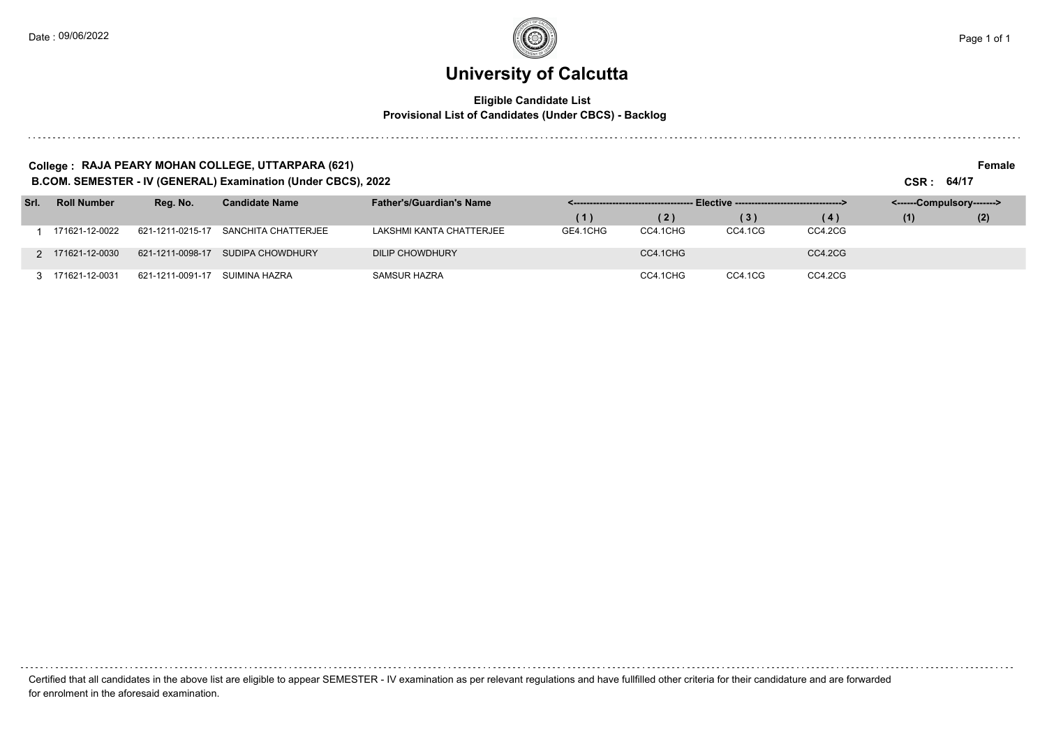# University of Calcutta

**Eligible Candidate List**
**Provisional List of Candidates (Under CBCS) - Backlog**

**College : RAJA PEARY MOHAN COLLEGE, UTTARPARA (621)** **Female**

**B.COM. SEMESTER - IV (GENERAL) Examination (Under CBCS), 2022** **CSR : 64/17**

| Srl. | Roll Number | Reg. No. | Candidate Name | Father's/Guardian's Name | Elective | | | | Compulsory | |
|---|---|---|---|---|---|---|---|---|---|---|
| | | | | | (1) | (2) | (3) | (4) | (1) | (2) |
| 1 | 171621-12-0022 | 621-1211-0215-17 | SANCHITA CHATTERJEE | LAKSHMI KANTA CHATTERJEE | GE4.1CHG | CC4.1CHG | CC4.1CG | CC4.2CG | | |
| 2 | 171621-12-0030 | 621-1211-0098-17 | SUDIPA CHOWDHURY | DILIP CHOWDHURY | | CC4.1CHG | | CC4.2CG | | |
| 3 | 171621-12-0031 | 621-1211-0091-17 | SUIMINA HAZRA | SAMSUR HAZRA | | CC4.1CHG | CC4.1CG | CC4.2CG | | |

Certified that all candidates in the above list are eligible to appear SEMESTER - IV examination as per relevant regulations and have fullfilled other criteria for their candidature and are forwarded for enrolment in the aforesaid examination.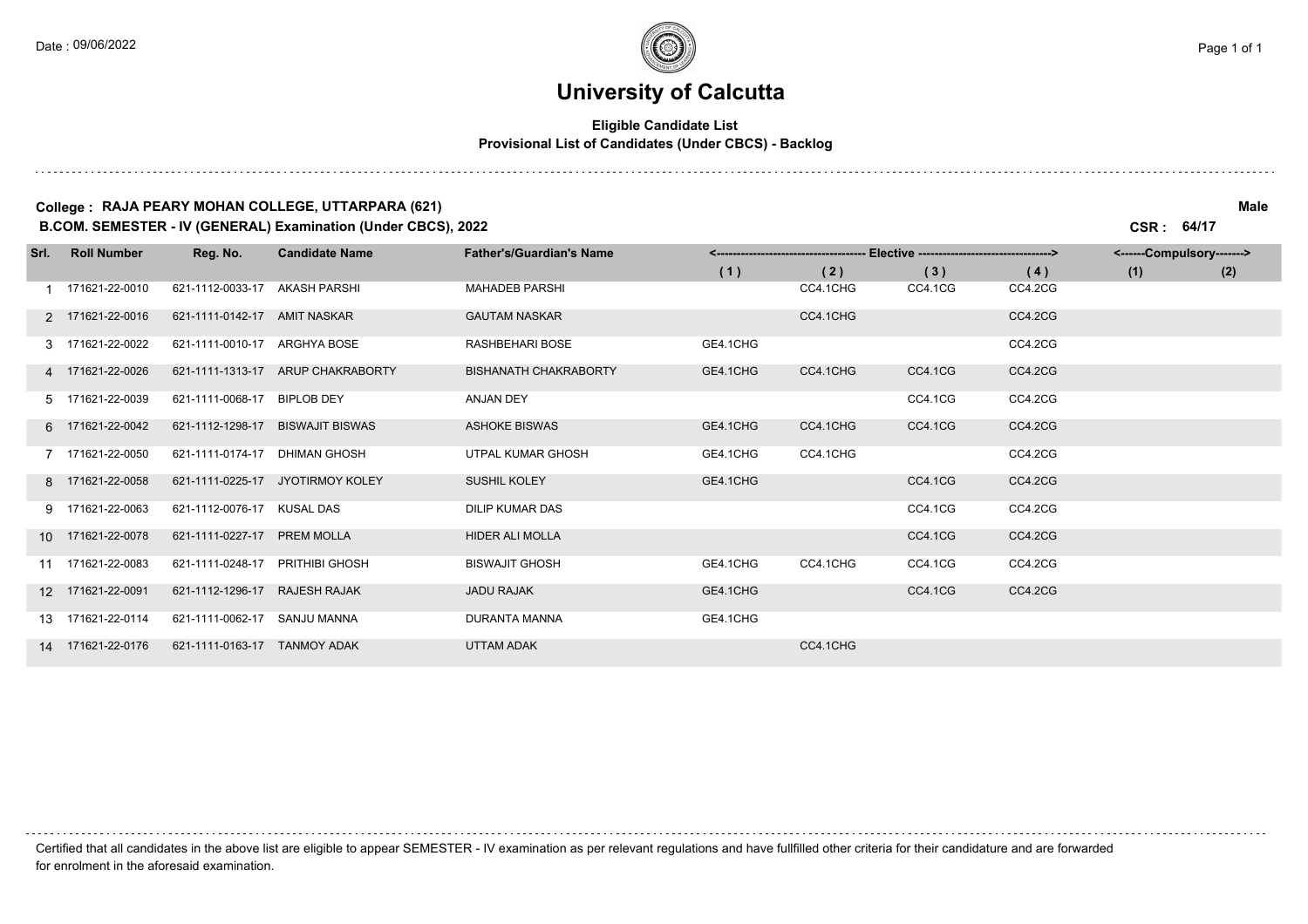# University of Calcutta

**Eligible Candidate List**
**Provisional List of Candidates (Under CBCS) - Backlog**

**College : RAJA PEARY MOHAN COLLEGE, UTTARPARA (621)** **Male**

**B.COM. SEMESTER - IV (GENERAL) Examination (Under CBCS), 2022** **CSR : 64/17**

| Srl. | Roll Number | Reg. No. | Candidate Name | Father's/Guardian's Name | Elective (1) | Elective (2) | Elective (3) | Elective (4) | Compulsory (1) | Compulsory (2) |
|---|---|---|---|---|---|---|---|---|---|---|
| 1 | 171621-22-0010 | 621-1112-0033-17 | AKASH PARSHI | MAHADEB PARSHI | | CC4.1CHG | CC4.1CG | CC4.2CG | | |
| 2 | 171621-22-0016 | 621-1111-0142-17 | AMIT NASKAR | GAUTAM NASKAR | | CC4.1CHG | | CC4.2CG | | |
| 3 | 171621-22-0022 | 621-1111-0010-17 | ARGHYA BOSE | RASHBEHARI BOSE | GE4.1CHG | | | CC4.2CG | | |
| 4 | 171621-22-0026 | 621-1111-1313-17 | ARUP CHAKRABORTY | BISHANATH CHAKRABORTY | GE4.1CHG | CC4.1CHG | CC4.1CG | CC4.2CG | | |
| 5 | 171621-22-0039 | 621-1111-0068-17 | BIPLOB DEY | ANJAN DEY | | | CC4.1CG | CC4.2CG | | |
| 6 | 171621-22-0042 | 621-1112-1298-17 | BISWAJIT BISWAS | ASHOKE BISWAS | GE4.1CHG | CC4.1CHG | CC4.1CG | CC4.2CG | | |
| 7 | 171621-22-0050 | 621-1111-0174-17 | DHIMAN GHOSH | UTPAL KUMAR GHOSH | GE4.1CHG | CC4.1CHG | | CC4.2CG | | |
| 8 | 171621-22-0058 | 621-1111-0225-17 | JYOTIRMOY KOLEY | SUSHIL KOLEY | GE4.1CHG | | CC4.1CG | CC4.2CG | | |
| 9 | 171621-22-0063 | 621-1112-0076-17 | KUSAL DAS | DILIP KUMAR DAS | | | CC4.1CG | CC4.2CG | | |
| 10 | 171621-22-0078 | 621-1111-0227-17 | PREM MOLLA | HIDER ALI MOLLA | | | CC4.1CG | CC4.2CG | | |
| 11 | 171621-22-0083 | 621-1111-0248-17 | PRITHIBI GHOSH | BISWAJIT GHOSH | GE4.1CHG | CC4.1CHG | CC4.1CG | CC4.2CG | | |
| 12 | 171621-22-0091 | 621-1112-1296-17 | RAJESH RAJAK | JADU RAJAK | GE4.1CHG | | CC4.1CG | CC4.2CG | | |
| 13 | 171621-22-0114 | 621-1111-0062-17 | SANJU MANNA | DURANTA MANNA | GE4.1CHG | | | | | |
| 14 | 171621-22-0176 | 621-1111-0163-17 | TANMOY ADAK | UTTAM ADAK | | CC4.1CHG | | | | |

Certified that all candidates in the above list are eligible to appear SEMESTER - IV examination as per relevant regulations and have fullfilled other criteria for their candidature and are forwarded for enrolment in the aforesaid examination.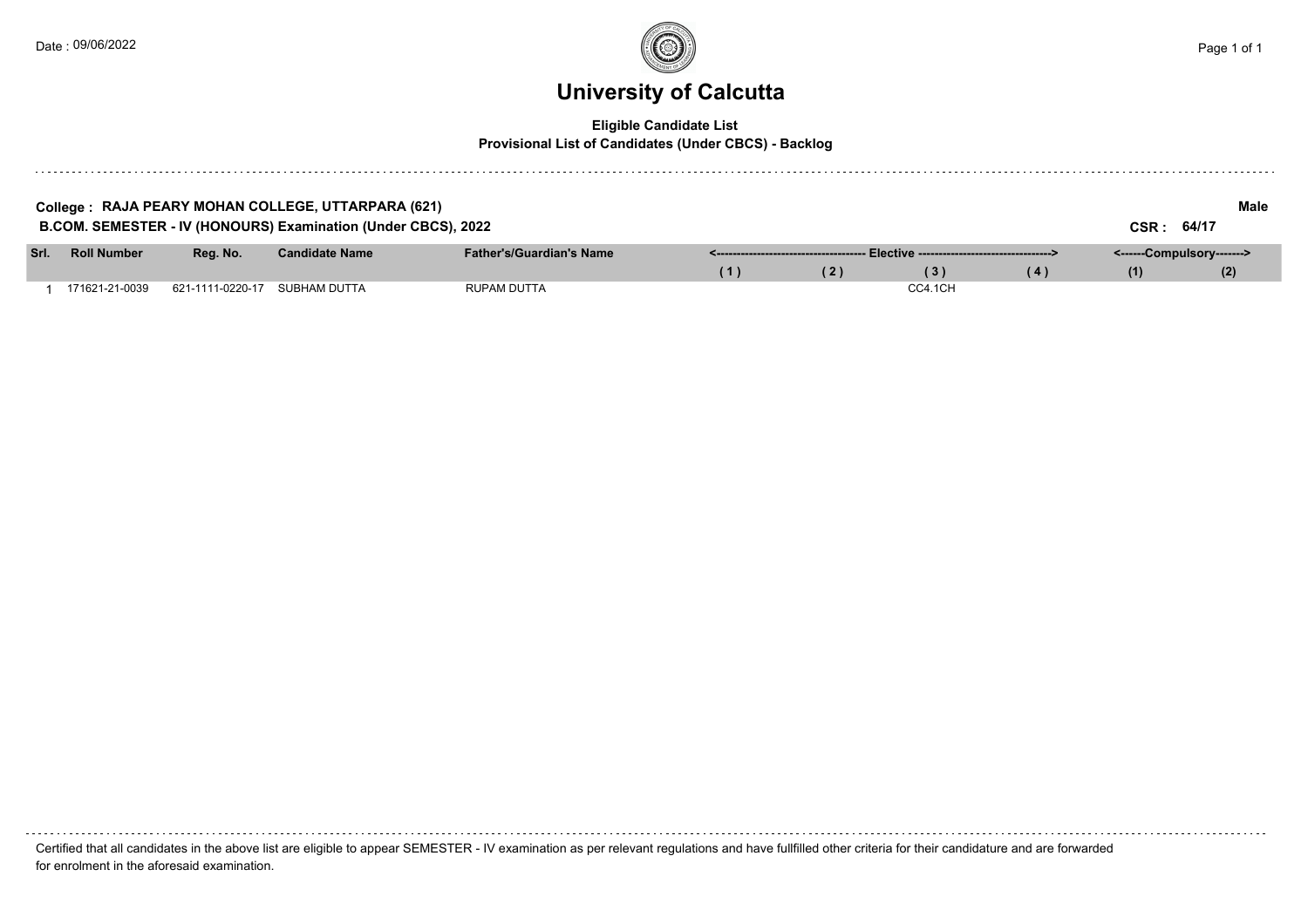# University of Calcutta

**Eligible Candidate List**
**Provisional List of Candidates (Under CBCS) - Backlog**

**College : RAJA PEARY MOHAN COLLEGE, UTTARPARA (621)** **Male**

**B.COM. SEMESTER - IV (HONOURS) Examination (Under CBCS), 2022** **CSR : 64/17**

| Srl. | Roll Number | Reg. No. | Candidate Name | Father's/Guardian's Name | Elective (1) | Elective (2) | Elective (3) | Elective (4) | Compulsory (1) | Compulsory (2) |
|---|---|---|---|---|---|---|---|---|---|---|
| 1 | 171621-21-0039 | 621-1111-0220-17 | SUBHAM DUTTA | RUPAM DUTTA | | | CC4.1CH | | | |

Certified that all candidates in the above list are eligible to appear SEMESTER - IV examination as per relevant regulations and have fullfilled other criteria for their candidature and are forwarded for enrolment in the aforesaid examination.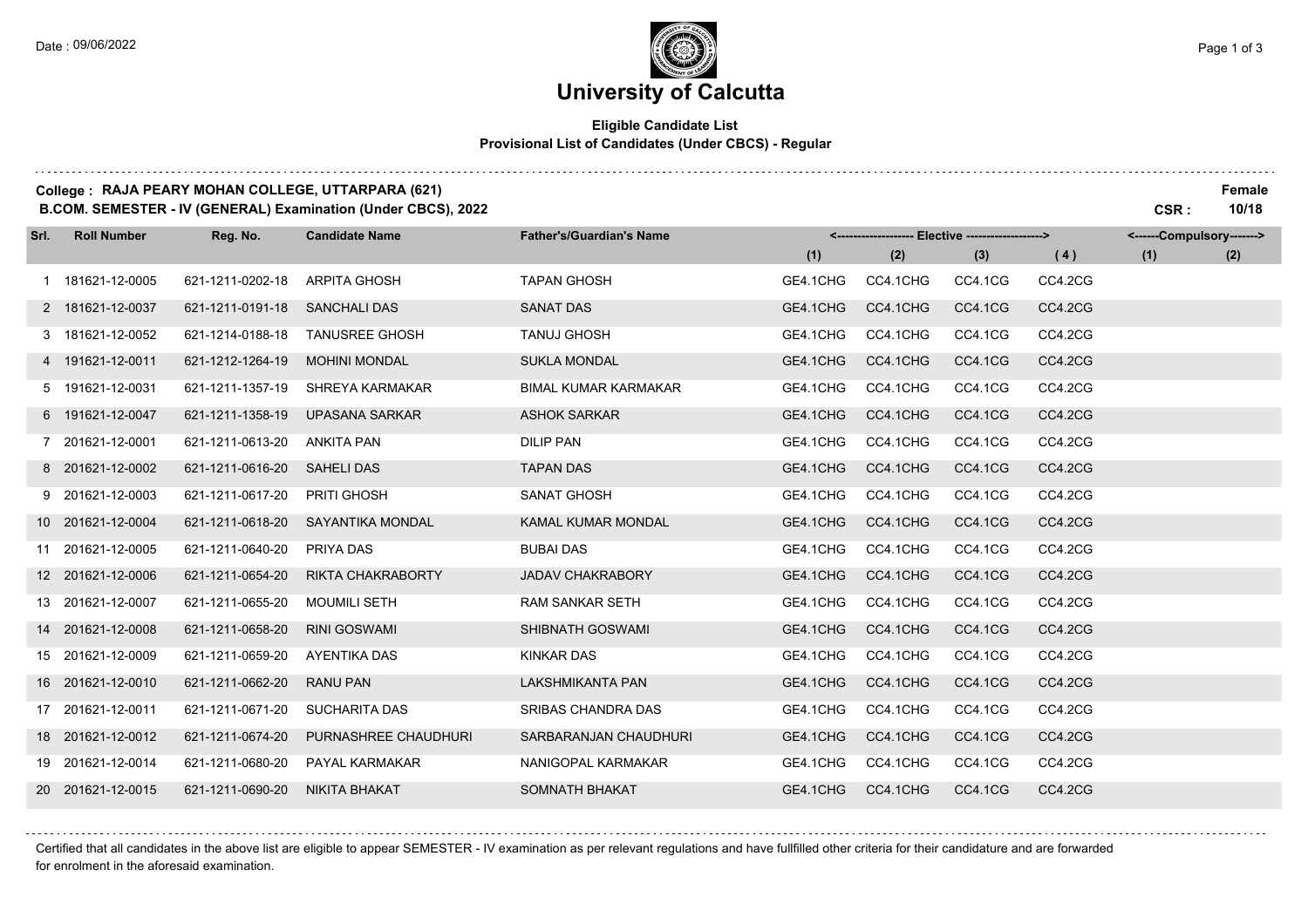# University of Calcutta

**Eligible Candidate List**
**Provisional List of Candidates (Under CBCS) - Regular**

**College : RAJA PEARY MOHAN COLLEGE, UTTARPARA (621)** — **Female**

**B.COM. SEMESTER - IV (GENERAL) Examination (Under CBCS), 2022** — **CSR : 10/18**

| Srl. | Roll Number | Reg. No. | Candidate Name | Father's/Guardian's Name | Elective (1) | Elective (2) | Elective (3) | Elective (4) | Compulsory (1) | Compulsory (2) |
|---|---|---|---|---|---|---|---|---|---|---|
| 1 | 181621-12-0005 | 621-1211-0202-18 | ARPITA GHOSH | TAPAN GHOSH | GE4.1CHG | CC4.1CHG | CC4.1CG | CC4.2CG | | |
| 2 | 181621-12-0037 | 621-1211-0191-18 | SANCHALI DAS | SANAT DAS | GE4.1CHG | CC4.1CHG | CC4.1CG | CC4.2CG | | |
| 3 | 181621-12-0052 | 621-1214-0188-18 | TANUSREE GHOSH | TANUJ GHOSH | GE4.1CHG | CC4.1CHG | CC4.1CG | CC4.2CG | | |
| 4 | 191621-12-0011 | 621-1212-1264-19 | MOHINI MONDAL | SUKLA MONDAL | GE4.1CHG | CC4.1CHG | CC4.1CG | CC4.2CG | | |
| 5 | 191621-12-0031 | 621-1211-1357-19 | SHREYA KARMAKAR | BIMAL KUMAR KARMAKAR | GE4.1CHG | CC4.1CHG | CC4.1CG | CC4.2CG | | |
| 6 | 191621-12-0047 | 621-1211-1358-19 | UPASANA SARKAR | ASHOK SARKAR | GE4.1CHG | CC4.1CHG | CC4.1CG | CC4.2CG | | |
| 7 | 201621-12-0001 | 621-1211-0613-20 | ANKITA PAN | DILIP PAN | GE4.1CHG | CC4.1CHG | CC4.1CG | CC4.2CG | | |
| 8 | 201621-12-0002 | 621-1211-0616-20 | SAHELI DAS | TAPAN DAS | GE4.1CHG | CC4.1CHG | CC4.1CG | CC4.2CG | | |
| 9 | 201621-12-0003 | 621-1211-0617-20 | PRITI GHOSH | SANAT GHOSH | GE4.1CHG | CC4.1CHG | CC4.1CG | CC4.2CG | | |
| 10 | 201621-12-0004 | 621-1211-0618-20 | SAYANTIKA MONDAL | KAMAL KUMAR MONDAL | GE4.1CHG | CC4.1CHG | CC4.1CG | CC4.2CG | | |
| 11 | 201621-12-0005 | 621-1211-0640-20 | PRIYA DAS | BUBAI DAS | GE4.1CHG | CC4.1CHG | CC4.1CG | CC4.2CG | | |
| 12 | 201621-12-0006 | 621-1211-0654-20 | RIKTA CHAKRABORTY | JADAV CHAKRABORY | GE4.1CHG | CC4.1CHG | CC4.1CG | CC4.2CG | | |
| 13 | 201621-12-0007 | 621-1211-0655-20 | MOUMILI SETH | RAM SANKAR SETH | GE4.1CHG | CC4.1CHG | CC4.1CG | CC4.2CG | | |
| 14 | 201621-12-0008 | 621-1211-0658-20 | RINI GOSWAMI | SHIBNATH GOSWAMI | GE4.1CHG | CC4.1CHG | CC4.1CG | CC4.2CG | | |
| 15 | 201621-12-0009 | 621-1211-0659-20 | AYENTIKA DAS | KINKAR DAS | GE4.1CHG | CC4.1CHG | CC4.1CG | CC4.2CG | | |
| 16 | 201621-12-0010 | 621-1211-0662-20 | RANU PAN | LAKSHMIKANTA PAN | GE4.1CHG | CC4.1CHG | CC4.1CG | CC4.2CG | | |
| 17 | 201621-12-0011 | 621-1211-0671-20 | SUCHARITA DAS | SRIBAS CHANDRA DAS | GE4.1CHG | CC4.1CHG | CC4.1CG | CC4.2CG | | |
| 18 | 201621-12-0012 | 621-1211-0674-20 | PURNASHREE CHAUDHURI | SARBARANJAN CHAUDHURI | GE4.1CHG | CC4.1CHG | CC4.1CG | CC4.2CG | | |
| 19 | 201621-12-0014 | 621-1211-0680-20 | PAYAL KARMAKAR | NANIGOPAL KARMAKAR | GE4.1CHG | CC4.1CHG | CC4.1CG | CC4.2CG | | |
| 20 | 201621-12-0015 | 621-1211-0690-20 | NIKITA BHAKAT | SOMNATH BHAKAT | GE4.1CHG | CC4.1CHG | CC4.1CG | CC4.2CG | | |

Certified that all candidates in the above list are eligible to appear SEMESTER - IV examination as per relevant regulations and have fullfilled other criteria for their candidature and are forwarded for enrolment in the aforesaid examination.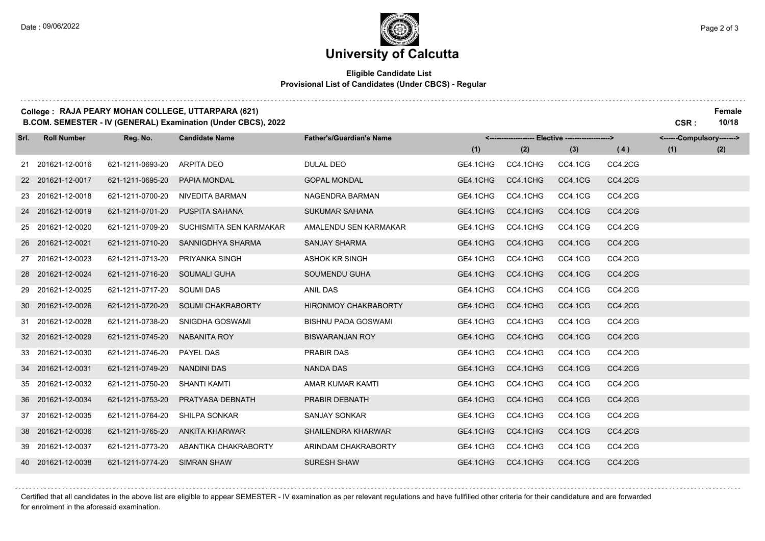# University of Calcutta

**Eligible Candidate List**
**Provisional List of Candidates (Under CBCS) - Regular**

**College : RAJA PEARY MOHAN COLLEGE, UTTARPARA (621)** — **Female**

**B.COM. SEMESTER - IV (GENERAL) Examination (Under CBCS), 2022** — **CSR : 10/18**

| Srl. | Roll Number | Reg. No. | Candidate Name | Father's/Guardian's Name | Elective (1) | Elective (2) | Elective (3) | Elective (4) | Compulsory (1) | Compulsory (2) |
|---|---|---|---|---|---|---|---|---|---|---|
| 21 | 201621-12-0016 | 621-1211-0693-20 | ARPITA DEO | DULAL DEO | GE4.1CHG | CC4.1CHG | CC4.1CG | CC4.2CG | | |
| 22 | 201621-12-0017 | 621-1211-0695-20 | PAPIA MONDAL | GOPAL MONDAL | GE4.1CHG | CC4.1CHG | CC4.1CG | CC4.2CG | | |
| 23 | 201621-12-0018 | 621-1211-0700-20 | NIVEDITA BARMAN | NAGENDRA BARMAN | GE4.1CHG | CC4.1CHG | CC4.1CG | CC4.2CG | | |
| 24 | 201621-12-0019 | 621-1211-0701-20 | PUSPITA SAHANA | SUKUMAR SAHANA | GE4.1CHG | CC4.1CHG | CC4.1CG | CC4.2CG | | |
| 25 | 201621-12-0020 | 621-1211-0709-20 | SUCHISMITA SEN KARMAKAR | AMALENDU SEN KARMAKAR | GE4.1CHG | CC4.1CHG | CC4.1CG | CC4.2CG | | |
| 26 | 201621-12-0021 | 621-1211-0710-20 | SANNIGDHYA SHARMA | SANJAY SHARMA | GE4.1CHG | CC4.1CHG | CC4.1CG | CC4.2CG | | |
| 27 | 201621-12-0023 | 621-1211-0713-20 | PRIYANKA SINGH | ASHOK KR SINGH | GE4.1CHG | CC4.1CHG | CC4.1CG | CC4.2CG | | |
| 28 | 201621-12-0024 | 621-1211-0716-20 | SOUMALI GUHA | SOUMENDU GUHA | GE4.1CHG | CC4.1CHG | CC4.1CG | CC4.2CG | | |
| 29 | 201621-12-0025 | 621-1211-0717-20 | SOUMI DAS | ANIL DAS | GE4.1CHG | CC4.1CHG | CC4.1CG | CC4.2CG | | |
| 30 | 201621-12-0026 | 621-1211-0720-20 | SOUMI CHAKRABORTY | HIRONMOY CHAKRABORTY | GE4.1CHG | CC4.1CHG | CC4.1CG | CC4.2CG | | |
| 31 | 201621-12-0028 | 621-1211-0738-20 | SNIGDHA GOSWAMI | BISHNU PADA GOSWAMI | GE4.1CHG | CC4.1CHG | CC4.1CG | CC4.2CG | | |
| 32 | 201621-12-0029 | 621-1211-0745-20 | NABANITA ROY | BISWARANJAN ROY | GE4.1CHG | CC4.1CHG | CC4.1CG | CC4.2CG | | |
| 33 | 201621-12-0030 | 621-1211-0746-20 | PAYEL DAS | PRABIR DAS | GE4.1CHG | CC4.1CHG | CC4.1CG | CC4.2CG | | |
| 34 | 201621-12-0031 | 621-1211-0749-20 | NANDINI DAS | NANDA DAS | GE4.1CHG | CC4.1CHG | CC4.1CG | CC4.2CG | | |
| 35 | 201621-12-0032 | 621-1211-0750-20 | SHANTI KAMTI | AMAR KUMAR KAMTI | GE4.1CHG | CC4.1CHG | CC4.1CG | CC4.2CG | | |
| 36 | 201621-12-0034 | 621-1211-0753-20 | PRATYASA DEBNATH | PRABIR DEBNATH | GE4.1CHG | CC4.1CHG | CC4.1CG | CC4.2CG | | |
| 37 | 201621-12-0035 | 621-1211-0764-20 | SHILPA SONKAR | SANJAY SONKAR | GE4.1CHG | CC4.1CHG | CC4.1CG | CC4.2CG | | |
| 38 | 201621-12-0036 | 621-1211-0765-20 | ANKITA KHARWAR | SHAILENDRA KHARWAR | GE4.1CHG | CC4.1CHG | CC4.1CG | CC4.2CG | | |
| 39 | 201621-12-0037 | 621-1211-0773-20 | ABANTIKA CHAKRABORTY | ARINDAM CHAKRABORTY | GE4.1CHG | CC4.1CHG | CC4.1CG | CC4.2CG | | |
| 40 | 201621-12-0038 | 621-1211-0774-20 | SIMRAN SHAW | SURESH SHAW | GE4.1CHG | CC4.1CHG | CC4.1CG | CC4.2CG | | |

Certified that all candidates in the above list are eligible to appear SEMESTER - IV examination as per relevant regulations and have fullfilled other criteria for their candidature and are forwarded for enrolment in the aforesaid examination.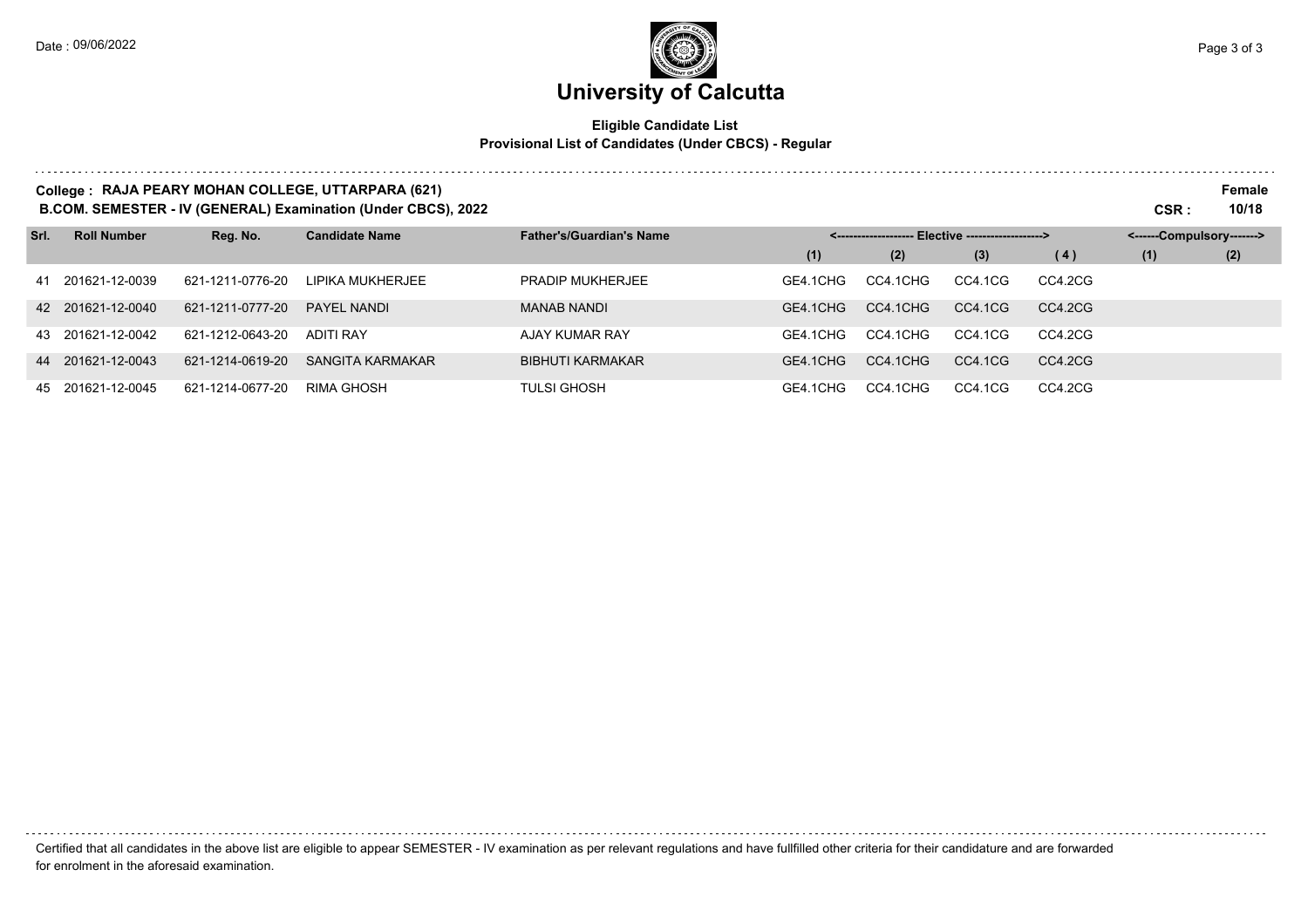# University of Calcutta

**Eligible Candidate List**
**Provisional List of Candidates (Under CBCS) - Regular**

**College : RAJA PEARY MOHAN COLLEGE, UTTARPARA (621)** **Female**
**B.COM. SEMESTER - IV (GENERAL) Examination (Under CBCS), 2022** **CSR : 10/18**

| Srl. | Roll Number | Reg. No. | Candidate Name | Father's/Guardian's Name | <------------------- Elective ------------------> | | | | <------Compulsory-------> | |
|---|---|---|---|---|---|---|---|---|---|---|
| | | | | | (1) | (2) | (3) | (4) | (1) | (2) |
| 41 | 201621-12-0039 | 621-1211-0776-20 | LIPIKA MUKHERJEE | PRADIP MUKHERJEE | GE4.1CHG | CC4.1CHG | CC4.1CG | CC4.2CG | | |
| 42 | 201621-12-0040 | 621-1211-0777-20 | PAYEL NANDI | MANAB NANDI | GE4.1CHG | CC4.1CHG | CC4.1CG | CC4.2CG | | |
| 43 | 201621-12-0042 | 621-1212-0643-20 | ADITI RAY | AJAY KUMAR RAY | GE4.1CHG | CC4.1CHG | CC4.1CG | CC4.2CG | | |
| 44 | 201621-12-0043 | 621-1214-0619-20 | SANGITA KARMAKAR | BIBHUTI KARMAKAR | GE4.1CHG | CC4.1CHG | CC4.1CG | CC4.2CG | | |
| 45 | 201621-12-0045 | 621-1214-0677-20 | RIMA GHOSH | TULSI GHOSH | GE4.1CHG | CC4.1CHG | CC4.1CG | CC4.2CG | | |

Certified that all candidates in the above list are eligible to appear SEMESTER - IV examination as per relevant regulations and have fullfilled other criteria for their candidature and are forwarded for enrolment in the aforesaid examination.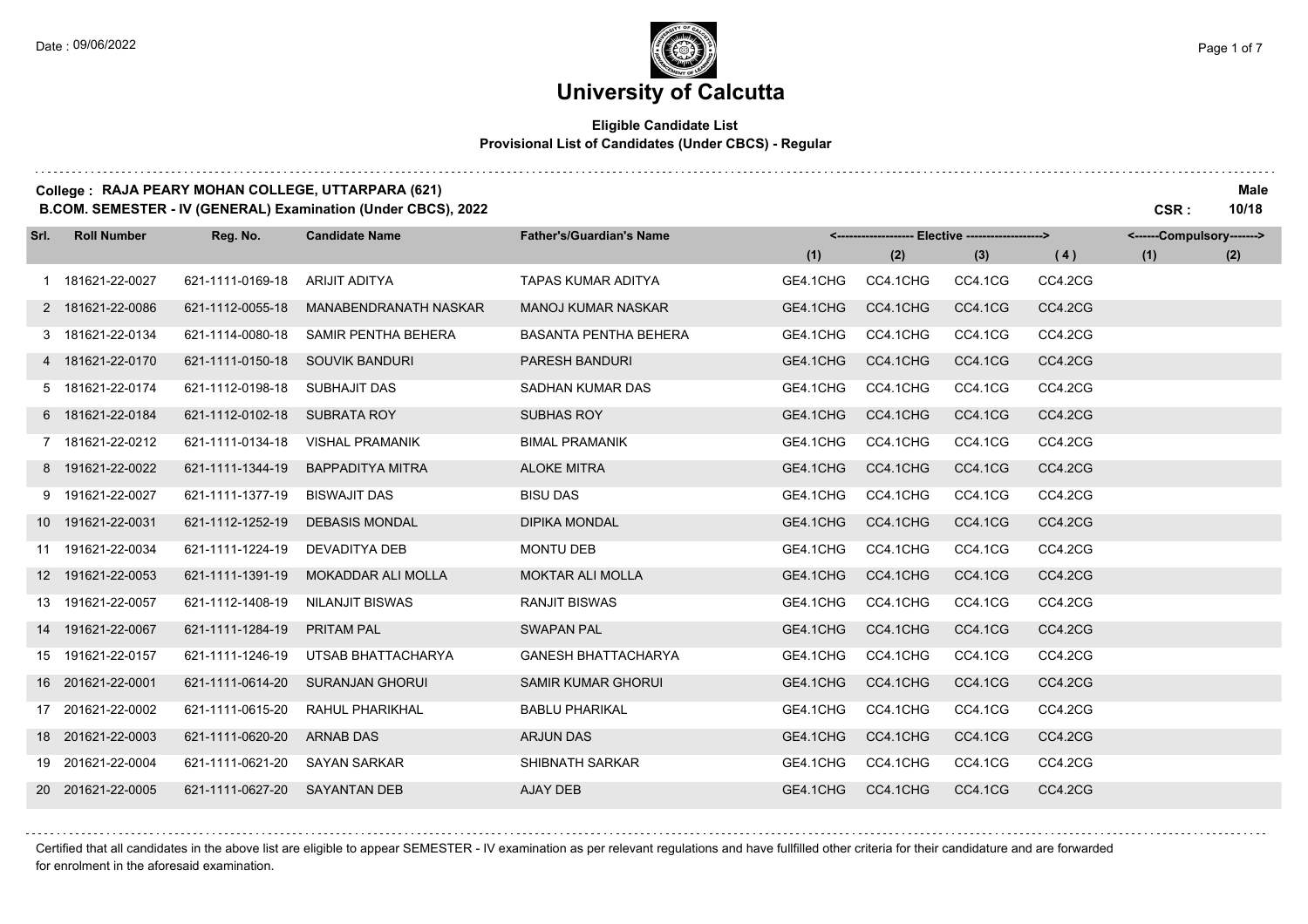# University of Calcutta

**Eligible Candidate List**
**Provisional List of Candidates (Under CBCS) - Regular**

**College : RAJA PEARY MOHAN COLLEGE, UTTARPARA (621)** **Male**
**B.COM. SEMESTER - IV (GENERAL) Examination (Under CBCS), 2022** **CSR : 10/18**

| Srl. | Roll Number | Reg. No. | Candidate Name | Father's/Guardian's Name | Elective (1) | Elective (2) | Elective (3) | Elective (4) | Compulsory (1) | Compulsory (2) |
|---|---|---|---|---|---|---|---|---|---|---|
| 1 | 181621-22-0027 | 621-1111-0169-18 | ARIJIT ADITYA | TAPAS KUMAR ADITYA | GE4.1CHG | CC4.1CHG | CC4.1CG | CC4.2CG | | |
| 2 | 181621-22-0086 | 621-1112-0055-18 | MANABENDRANATH NASKAR | MANOJ KUMAR NASKAR | GE4.1CHG | CC4.1CHG | CC4.1CG | CC4.2CG | | |
| 3 | 181621-22-0134 | 621-1114-0080-18 | SAMIR PENTHA BEHERA | BASANTA PENTHA BEHERA | GE4.1CHG | CC4.1CHG | CC4.1CG | CC4.2CG | | |
| 4 | 181621-22-0170 | 621-1111-0150-18 | SOUVIK BANDURI | PARESH BANDURI | GE4.1CHG | CC4.1CHG | CC4.1CG | CC4.2CG | | |
| 5 | 181621-22-0174 | 621-1112-0198-18 | SUBHAJIT DAS | SADHAN KUMAR DAS | GE4.1CHG | CC4.1CHG | CC4.1CG | CC4.2CG | | |
| 6 | 181621-22-0184 | 621-1112-0102-18 | SUBRATA ROY | SUBHAS ROY | GE4.1CHG | CC4.1CHG | CC4.1CG | CC4.2CG | | |
| 7 | 181621-22-0212 | 621-1111-0134-18 | VISHAL PRAMANIK | BIMAL PRAMANIK | GE4.1CHG | CC4.1CHG | CC4.1CG | CC4.2CG | | |
| 8 | 191621-22-0022 | 621-1111-1344-19 | BAPPADITYA MITRA | ALOKE MITRA | GE4.1CHG | CC4.1CHG | CC4.1CG | CC4.2CG | | |
| 9 | 191621-22-0027 | 621-1111-1377-19 | BISWAJIT DAS | BISU DAS | GE4.1CHG | CC4.1CHG | CC4.1CG | CC4.2CG | | |
| 10 | 191621-22-0031 | 621-1112-1252-19 | DEBASIS MONDAL | DIPIKA MONDAL | GE4.1CHG | CC4.1CHG | CC4.1CG | CC4.2CG | | |
| 11 | 191621-22-0034 | 621-1111-1224-19 | DEVADITYA DEB | MONTU DEB | GE4.1CHG | CC4.1CHG | CC4.1CG | CC4.2CG | | |
| 12 | 191621-22-0053 | 621-1111-1391-19 | MOKADDAR ALI MOLLA | MOKTAR ALI MOLLA | GE4.1CHG | CC4.1CHG | CC4.1CG | CC4.2CG | | |
| 13 | 191621-22-0057 | 621-1112-1408-19 | NILANJIT BISWAS | RANJIT BISWAS | GE4.1CHG | CC4.1CHG | CC4.1CG | CC4.2CG | | |
| 14 | 191621-22-0067 | 621-1111-1284-19 | PRITAM PAL | SWAPAN PAL | GE4.1CHG | CC4.1CHG | CC4.1CG | CC4.2CG | | |
| 15 | 191621-22-0157 | 621-1111-1246-19 | UTSAB BHATTACHARYA | GANESH BHATTACHARYA | GE4.1CHG | CC4.1CHG | CC4.1CG | CC4.2CG | | |
| 16 | 201621-22-0001 | 621-1111-0614-20 | SURANJAN GHORUI | SAMIR KUMAR GHORUI | GE4.1CHG | CC4.1CHG | CC4.1CG | CC4.2CG | | |
| 17 | 201621-22-0002 | 621-1111-0615-20 | RAHUL PHARIKHAL | BABLU PHARIKAL | GE4.1CHG | CC4.1CHG | CC4.1CG | CC4.2CG | | |
| 18 | 201621-22-0003 | 621-1111-0620-20 | ARNAB DAS | ARJUN DAS | GE4.1CHG | CC4.1CHG | CC4.1CG | CC4.2CG | | |
| 19 | 201621-22-0004 | 621-1111-0621-20 | SAYAN SARKAR | SHIBNATH SARKAR | GE4.1CHG | CC4.1CHG | CC4.1CG | CC4.2CG | | |
| 20 | 201621-22-0005 | 621-1111-0627-20 | SAYANTAN DEB | AJAY DEB | GE4.1CHG | CC4.1CHG | CC4.1CG | CC4.2CG | | |

Certified that all candidates in the above list are eligible to appear SEMESTER - IV examination as per relevant regulations and have fullfilled other criteria for their candidature and are forwarded for enrolment in the aforesaid examination.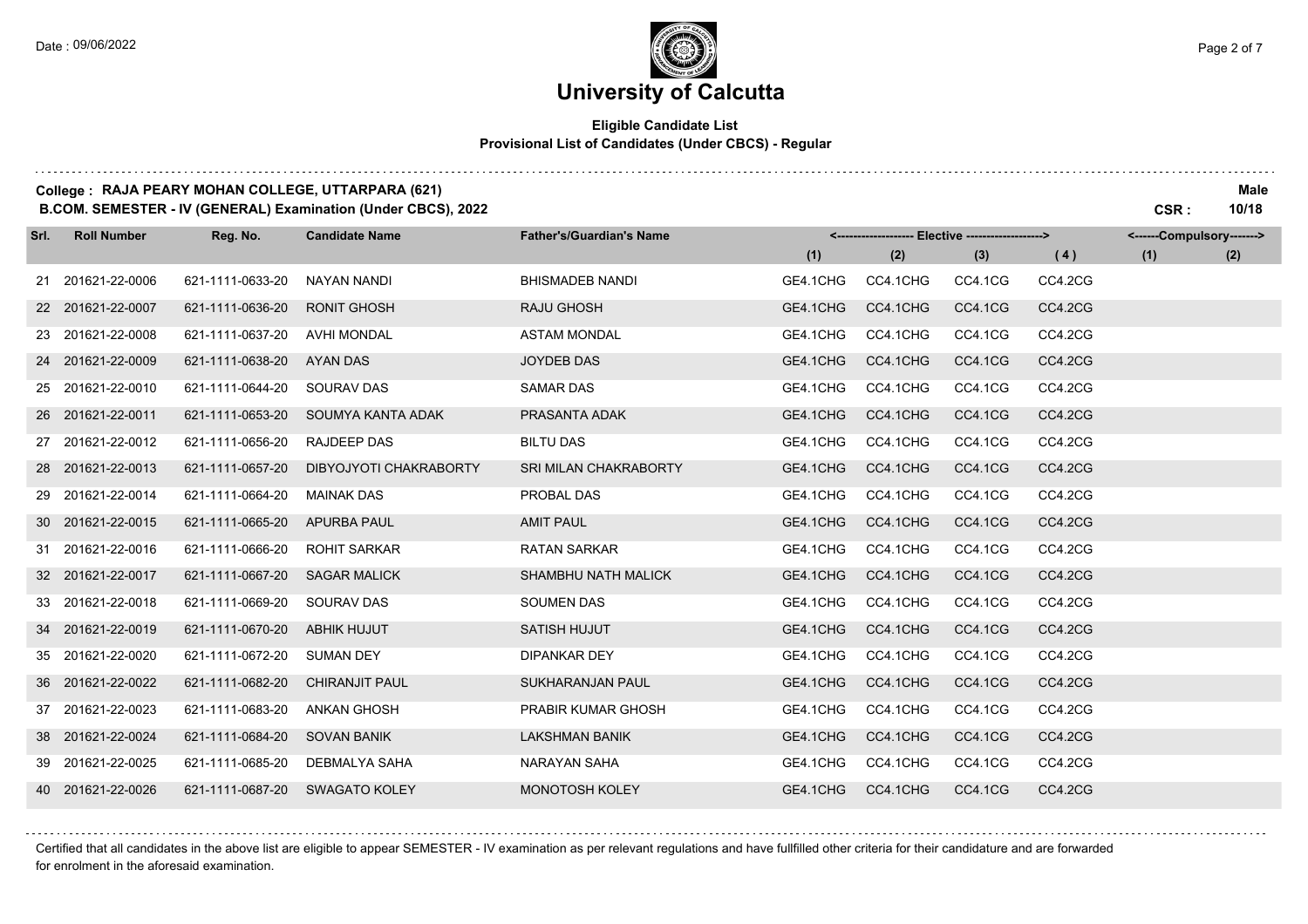# University of Calcutta

**Eligible Candidate List**
**Provisional List of Candidates (Under CBCS) - Regular**

**College : RAJA PEARY MOHAN COLLEGE, UTTARPARA (621)**
**B.COM. SEMESTER - IV (GENERAL) Examination (Under CBCS), 2022**

**Male**
**CSR : 10/18**

| Srl. | Roll Number | Reg. No. | Candidate Name | Father's/Guardian's Name | Elective (1) | Elective (2) | Elective (3) | Elective (4) | Compulsory (1) | Compulsory (2) |
|---|---|---|---|---|---|---|---|---|---|---|
| 21 | 201621-22-0006 | 621-1111-0633-20 | NAYAN NANDI | BHISMADEB NANDI | GE4.1CHG | CC4.1CHG | CC4.1CG | CC4.2CG | | |
| 22 | 201621-22-0007 | 621-1111-0636-20 | RONIT GHOSH | RAJU GHOSH | GE4.1CHG | CC4.1CHG | CC4.1CG | CC4.2CG | | |
| 23 | 201621-22-0008 | 621-1111-0637-20 | AVHI MONDAL | ASTAM MONDAL | GE4.1CHG | CC4.1CHG | CC4.1CG | CC4.2CG | | |
| 24 | 201621-22-0009 | 621-1111-0638-20 | AYAN DAS | JOYDEB DAS | GE4.1CHG | CC4.1CHG | CC4.1CG | CC4.2CG | | |
| 25 | 201621-22-0010 | 621-1111-0644-20 | SOURAV DAS | SAMAR DAS | GE4.1CHG | CC4.1CHG | CC4.1CG | CC4.2CG | | |
| 26 | 201621-22-0011 | 621-1111-0653-20 | SOUMYA KANTA ADAK | PRASANTA ADAK | GE4.1CHG | CC4.1CHG | CC4.1CG | CC4.2CG | | |
| 27 | 201621-22-0012 | 621-1111-0656-20 | RAJDEEP DAS | BILTU DAS | GE4.1CHG | CC4.1CHG | CC4.1CG | CC4.2CG | | |
| 28 | 201621-22-0013 | 621-1111-0657-20 | DIBYOJYOTI CHAKRABORTY | SRI MILAN CHAKRABORTY | GE4.1CHG | CC4.1CHG | CC4.1CG | CC4.2CG | | |
| 29 | 201621-22-0014 | 621-1111-0664-20 | MAINAK DAS | PROBAL DAS | GE4.1CHG | CC4.1CHG | CC4.1CG | CC4.2CG | | |
| 30 | 201621-22-0015 | 621-1111-0665-20 | APURBA PAUL | AMIT PAUL | GE4.1CHG | CC4.1CHG | CC4.1CG | CC4.2CG | | |
| 31 | 201621-22-0016 | 621-1111-0666-20 | ROHIT SARKAR | RATAN SARKAR | GE4.1CHG | CC4.1CHG | CC4.1CG | CC4.2CG | | |
| 32 | 201621-22-0017 | 621-1111-0667-20 | SAGAR MALICK | SHAMBHU NATH MALICK | GE4.1CHG | CC4.1CHG | CC4.1CG | CC4.2CG | | |
| 33 | 201621-22-0018 | 621-1111-0669-20 | SOURAV DAS | SOUMEN DAS | GE4.1CHG | CC4.1CHG | CC4.1CG | CC4.2CG | | |
| 34 | 201621-22-0019 | 621-1111-0670-20 | ABHIK HUJUT | SATISH HUJUT | GE4.1CHG | CC4.1CHG | CC4.1CG | CC4.2CG | | |
| 35 | 201621-22-0020 | 621-1111-0672-20 | SUMAN DEY | DIPANKAR DEY | GE4.1CHG | CC4.1CHG | CC4.1CG | CC4.2CG | | |
| 36 | 201621-22-0022 | 621-1111-0682-20 | CHIRANJIT PAUL | SUKHARANJAN PAUL | GE4.1CHG | CC4.1CHG | CC4.1CG | CC4.2CG | | |
| 37 | 201621-22-0023 | 621-1111-0683-20 | ANKAN GHOSH | PRABIR KUMAR GHOSH | GE4.1CHG | CC4.1CHG | CC4.1CG | CC4.2CG | | |
| 38 | 201621-22-0024 | 621-1111-0684-20 | SOVAN BANIK | LAKSHMAN BANIK | GE4.1CHG | CC4.1CHG | CC4.1CG | CC4.2CG | | |
| 39 | 201621-22-0025 | 621-1111-0685-20 | DEBMALYA SAHA | NARAYAN SAHA | GE4.1CHG | CC4.1CHG | CC4.1CG | CC4.2CG | | |
| 40 | 201621-22-0026 | 621-1111-0687-20 | SWAGATO KOLEY | MONOTOSH KOLEY | GE4.1CHG | CC4.1CHG | CC4.1CG | CC4.2CG | | |

Certified that all candidates in the above list are eligible to appear SEMESTER - IV examination as per relevant regulations and have fullfilled other criteria for their candidature and are forwarded for enrolment in the aforesaid examination.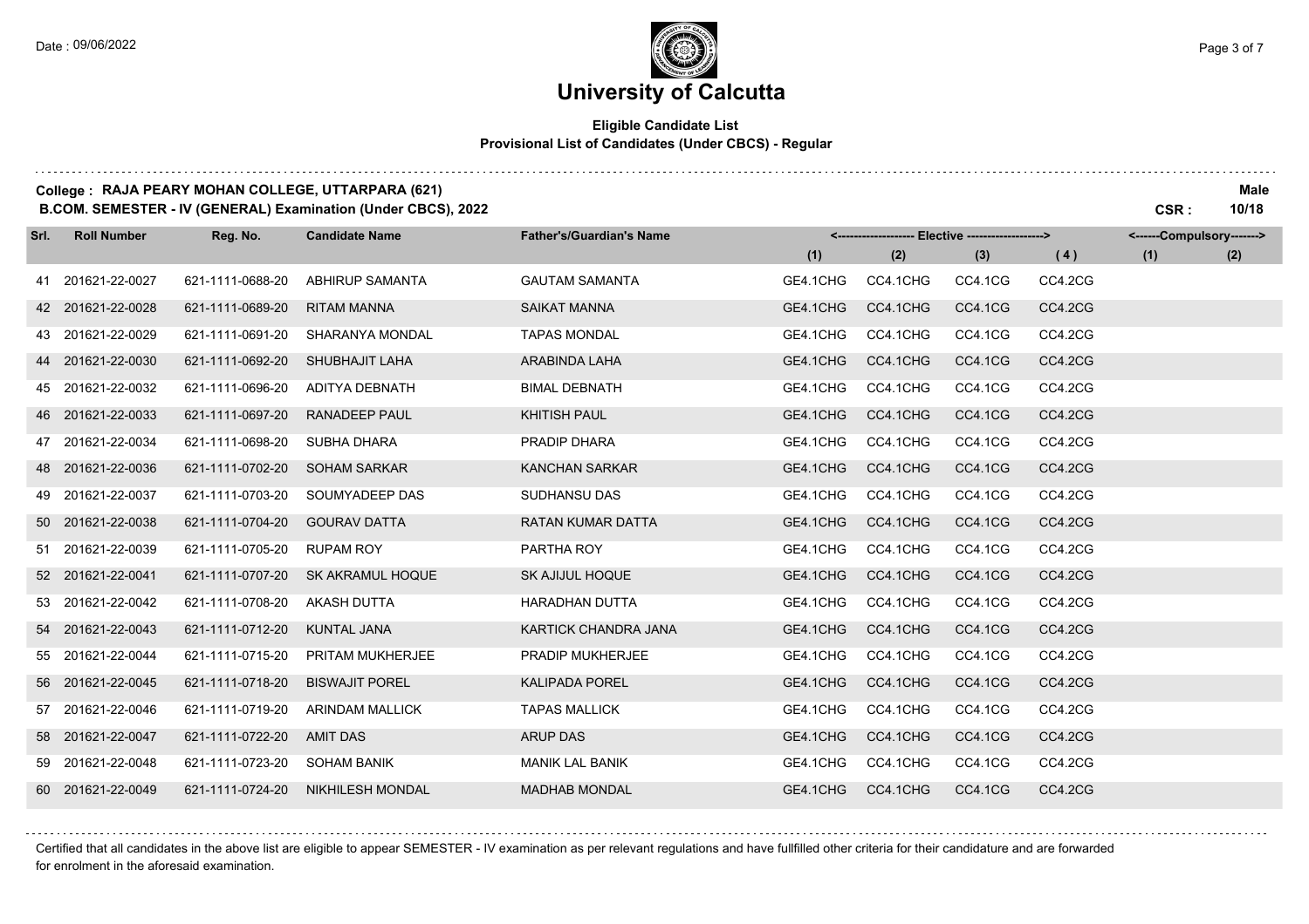# University of Calcutta

**Eligible Candidate List**
**Provisional List of Candidates (Under CBCS) - Regular**

**College : RAJA PEARY MOHAN COLLEGE, UTTARPARA (621)** **Male**
**B.COM. SEMESTER - IV (GENERAL) Examination (Under CBCS), 2022** **CSR : 10/18**

| Srl. | Roll Number | Reg. No. | Candidate Name | Father's/Guardian's Name | Elective (1) | Elective (2) | Elective (3) | Elective (4) | Compulsory (1) | Compulsory (2) |
|---|---|---|---|---|---|---|---|---|---|---|
| 41 | 201621-22-0027 | 621-1111-0688-20 | ABHIRUP SAMANTA | GAUTAM SAMANTA | GE4.1CHG | CC4.1CHG | CC4.1CG | CC4.2CG | | |
| 42 | 201621-22-0028 | 621-1111-0689-20 | RITAM MANNA | SAIKAT MANNA | GE4.1CHG | CC4.1CHG | CC4.1CG | CC4.2CG | | |
| 43 | 201621-22-0029 | 621-1111-0691-20 | SHARANYA MONDAL | TAPAS MONDAL | GE4.1CHG | CC4.1CHG | CC4.1CG | CC4.2CG | | |
| 44 | 201621-22-0030 | 621-1111-0692-20 | SHUBHAJIT LAHA | ARABINDA LAHA | GE4.1CHG | CC4.1CHG | CC4.1CG | CC4.2CG | | |
| 45 | 201621-22-0032 | 621-1111-0696-20 | ADITYA DEBNATH | BIMAL DEBNATH | GE4.1CHG | CC4.1CHG | CC4.1CG | CC4.2CG | | |
| 46 | 201621-22-0033 | 621-1111-0697-20 | RANADEEP PAUL | KHITISH PAUL | GE4.1CHG | CC4.1CHG | CC4.1CG | CC4.2CG | | |
| 47 | 201621-22-0034 | 621-1111-0698-20 | SUBHA DHARA | PRADIP DHARA | GE4.1CHG | CC4.1CHG | CC4.1CG | CC4.2CG | | |
| 48 | 201621-22-0036 | 621-1111-0702-20 | SOHAM SARKAR | KANCHAN SARKAR | GE4.1CHG | CC4.1CHG | CC4.1CG | CC4.2CG | | |
| 49 | 201621-22-0037 | 621-1111-0703-20 | SOUMYADEEP DAS | SUDHANSU DAS | GE4.1CHG | CC4.1CHG | CC4.1CG | CC4.2CG | | |
| 50 | 201621-22-0038 | 621-1111-0704-20 | GOURAV DATTA | RATAN KUMAR DATTA | GE4.1CHG | CC4.1CHG | CC4.1CG | CC4.2CG | | |
| 51 | 201621-22-0039 | 621-1111-0705-20 | RUPAM ROY | PARTHA ROY | GE4.1CHG | CC4.1CHG | CC4.1CG | CC4.2CG | | |
| 52 | 201621-22-0041 | 621-1111-0707-20 | SK AKRAMUL HOQUE | SK AJIJUL HOQUE | GE4.1CHG | CC4.1CHG | CC4.1CG | CC4.2CG | | |
| 53 | 201621-22-0042 | 621-1111-0708-20 | AKASH DUTTA | HARADHAN DUTTA | GE4.1CHG | CC4.1CHG | CC4.1CG | CC4.2CG | | |
| 54 | 201621-22-0043 | 621-1111-0712-20 | KUNTAL JANA | KARTICK CHANDRA JANA | GE4.1CHG | CC4.1CHG | CC4.1CG | CC4.2CG | | |
| 55 | 201621-22-0044 | 621-1111-0715-20 | PRITAM MUKHERJEE | PRADIP MUKHERJEE | GE4.1CHG | CC4.1CHG | CC4.1CG | CC4.2CG | | |
| 56 | 201621-22-0045 | 621-1111-0718-20 | BISWAJIT POREL | KALIPADA POREL | GE4.1CHG | CC4.1CHG | CC4.1CG | CC4.2CG | | |
| 57 | 201621-22-0046 | 621-1111-0719-20 | ARINDAM MALLICK | TAPAS MALLICK | GE4.1CHG | CC4.1CHG | CC4.1CG | CC4.2CG | | |
| 58 | 201621-22-0047 | 621-1111-0722-20 | AMIT DAS | ARUP DAS | GE4.1CHG | CC4.1CHG | CC4.1CG | CC4.2CG | | |
| 59 | 201621-22-0048 | 621-1111-0723-20 | SOHAM BANIK | MANIK LAL BANIK | GE4.1CHG | CC4.1CHG | CC4.1CG | CC4.2CG | | |
| 60 | 201621-22-0049 | 621-1111-0724-20 | NIKHILESH MONDAL | MADHAB MONDAL | GE4.1CHG | CC4.1CHG | CC4.1CG | CC4.2CG | | |

Certified that all candidates in the above list are eligible to appear SEMESTER - IV examination as per relevant regulations and have fullfilled other criteria for their candidature and are forwarded for enrolment in the aforesaid examination.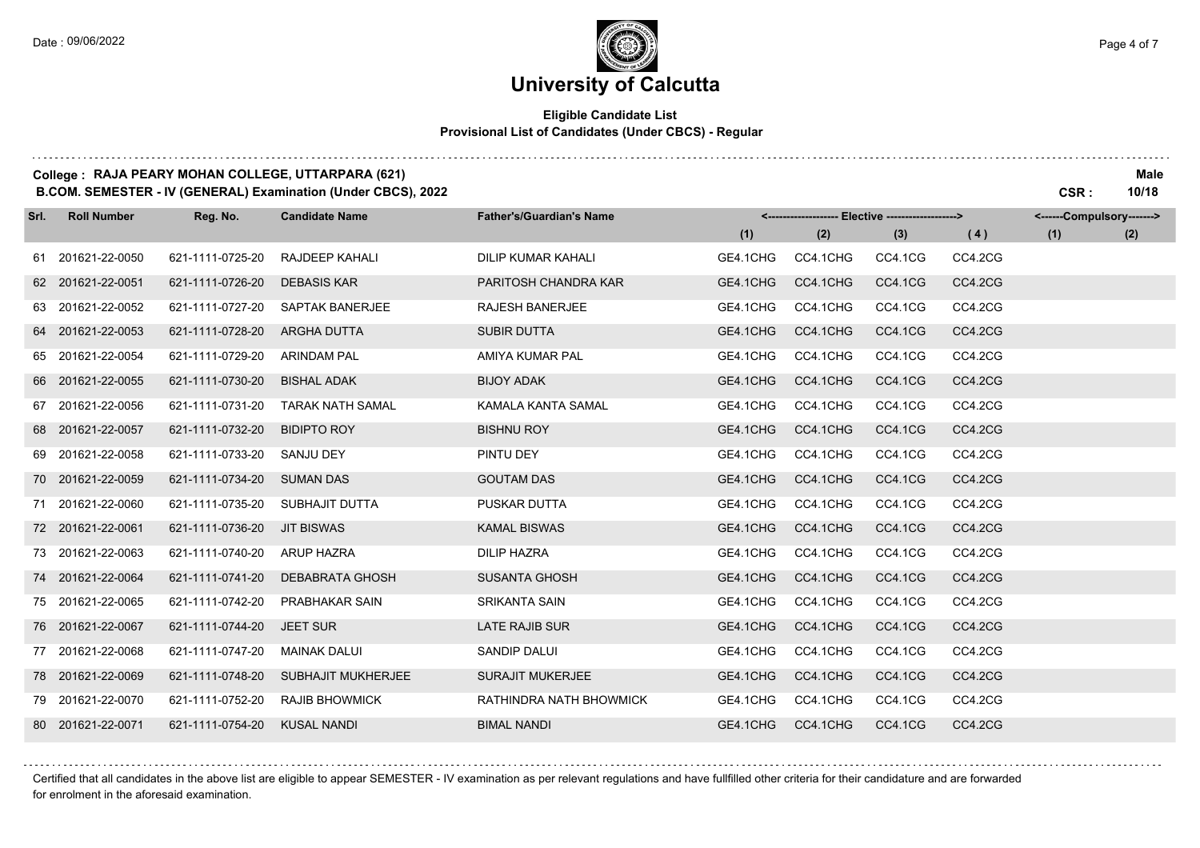# University of Calcutta

**Eligible Candidate List**
**Provisional List of Candidates (Under CBCS) - Regular**

**College : RAJA PEARY MOHAN COLLEGE, UTTARPARA (621)**
**B.COM. SEMESTER - IV (GENERAL) Examination (Under CBCS), 2022**

**Male**
**CSR : 10/18**

| Srl. | Roll Number | Reg. No. | Candidate Name | Father's/Guardian's Name | Elective (1) | Elective (2) | Elective (3) | Elective (4) | Compulsory (1) | Compulsory (2) |
|---|---|---|---|---|---|---|---|---|---|---|
| 61 | 201621-22-0050 | 621-1111-0725-20 | RAJDEEP KAHALI | DILIP KUMAR KAHALI | GE4.1CHG | CC4.1CHG | CC4.1CG | CC4.2CG | | |
| 62 | 201621-22-0051 | 621-1111-0726-20 | DEBASIS KAR | PARITOSH CHANDRA KAR | GE4.1CHG | CC4.1CHG | CC4.1CG | CC4.2CG | | |
| 63 | 201621-22-0052 | 621-1111-0727-20 | SAPTAK BANERJEE | RAJESH BANERJEE | GE4.1CHG | CC4.1CHG | CC4.1CG | CC4.2CG | | |
| 64 | 201621-22-0053 | 621-1111-0728-20 | ARGHA DUTTA | SUBIR DUTTA | GE4.1CHG | CC4.1CHG | CC4.1CG | CC4.2CG | | |
| 65 | 201621-22-0054 | 621-1111-0729-20 | ARINDAM PAL | AMIYA KUMAR PAL | GE4.1CHG | CC4.1CHG | CC4.1CG | CC4.2CG | | |
| 66 | 201621-22-0055 | 621-1111-0730-20 | BISHAL ADAK | BIJOY ADAK | GE4.1CHG | CC4.1CHG | CC4.1CG | CC4.2CG | | |
| 67 | 201621-22-0056 | 621-1111-0731-20 | TARAK NATH SAMAL | KAMALA KANTA SAMAL | GE4.1CHG | CC4.1CHG | CC4.1CG | CC4.2CG | | |
| 68 | 201621-22-0057 | 621-1111-0732-20 | BIDIPTO ROY | BISHNU ROY | GE4.1CHG | CC4.1CHG | CC4.1CG | CC4.2CG | | |
| 69 | 201621-22-0058 | 621-1111-0733-20 | SANJU DEY | PINTU DEY | GE4.1CHG | CC4.1CHG | CC4.1CG | CC4.2CG | | |
| 70 | 201621-22-0059 | 621-1111-0734-20 | SUMAN DAS | GOUTAM DAS | GE4.1CHG | CC4.1CHG | CC4.1CG | CC4.2CG | | |
| 71 | 201621-22-0060 | 621-1111-0735-20 | SUBHAJIT DUTTA | PUSKAR DUTTA | GE4.1CHG | CC4.1CHG | CC4.1CG | CC4.2CG | | |
| 72 | 201621-22-0061 | 621-1111-0736-20 | JIT BISWAS | KAMAL BISWAS | GE4.1CHG | CC4.1CHG | CC4.1CG | CC4.2CG | | |
| 73 | 201621-22-0063 | 621-1111-0740-20 | ARUP HAZRA | DILIP HAZRA | GE4.1CHG | CC4.1CHG | CC4.1CG | CC4.2CG | | |
| 74 | 201621-22-0064 | 621-1111-0741-20 | DEBABRATA GHOSH | SUSANTA GHOSH | GE4.1CHG | CC4.1CHG | CC4.1CG | CC4.2CG | | |
| 75 | 201621-22-0065 | 621-1111-0742-20 | PRABHAKAR SAIN | SRIKANTA SAIN | GE4.1CHG | CC4.1CHG | CC4.1CG | CC4.2CG | | |
| 76 | 201621-22-0067 | 621-1111-0744-20 | JEET SUR | LATE RAJIB SUR | GE4.1CHG | CC4.1CHG | CC4.1CG | CC4.2CG | | |
| 77 | 201621-22-0068 | 621-1111-0747-20 | MAINAK DALUI | SANDIP DALUI | GE4.1CHG | CC4.1CHG | CC4.1CG | CC4.2CG | | |
| 78 | 201621-22-0069 | 621-1111-0748-20 | SUBHAJIT MUKHERJEE | SURAJIT MUKERJEE | GE4.1CHG | CC4.1CHG | CC4.1CG | CC4.2CG | | |
| 79 | 201621-22-0070 | 621-1111-0752-20 | RAJIB BHOWMICK | RATHINDRA NATH BHOWMICK | GE4.1CHG | CC4.1CHG | CC4.1CG | CC4.2CG | | |
| 80 | 201621-22-0071 | 621-1111-0754-20 | KUSAL NANDI | BIMAL NANDI | GE4.1CHG | CC4.1CHG | CC4.1CG | CC4.2CG | | |

Certified that all candidates in the above list are eligible to appear SEMESTER - IV examination as per relevant regulations and have fullfilled other criteria for their candidature and are forwarded for enrolment in the aforesaid examination.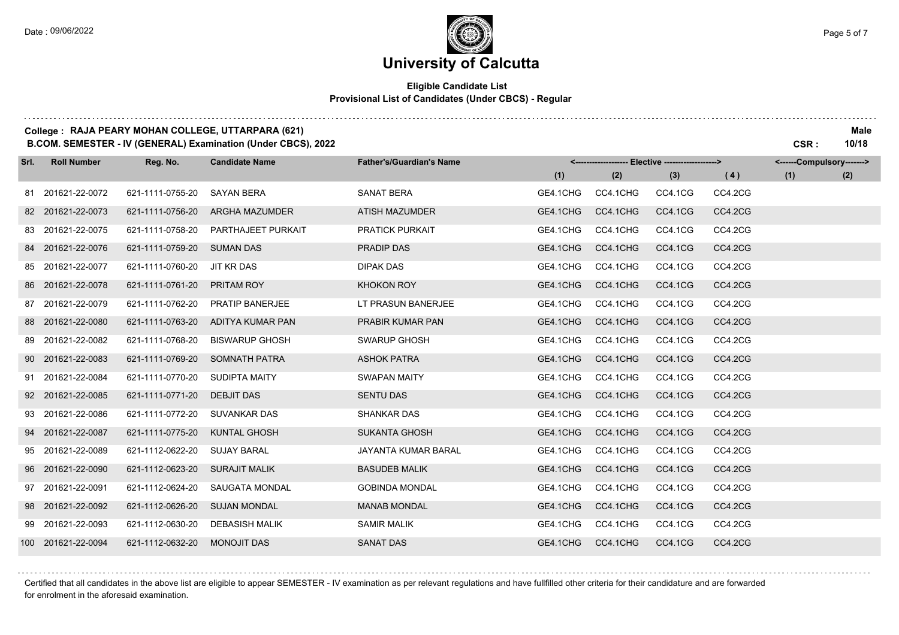# University of Calcutta

**Eligible Candidate List**
**Provisional List of Candidates (Under CBCS) - Regular**

**College : RAJA PEARY MOHAN COLLEGE, UTTARPARA (621)** | **Male**

**B.COM. SEMESTER - IV (GENERAL) Examination (Under CBCS), 2022** | **CSR : 10/18**

| Srl. | Roll Number | Reg. No. | Candidate Name | Father's/Guardian's Name | Elective (1) | Elective (2) | Elective (3) | Elective (4) | Compulsory (1) | Compulsory (2) |
|---|---|---|---|---|---|---|---|---|---|---|
| 81 | 201621-22-0072 | 621-1111-0755-20 | SAYAN BERA | SANAT BERA | GE4.1CHG | CC4.1CHG | CC4.1CG | CC4.2CG | | |
| 82 | 201621-22-0073 | 621-1111-0756-20 | ARGHA MAZUMDER | ATISH MAZUMDER | GE4.1CHG | CC4.1CHG | CC4.1CG | CC4.2CG | | |
| 83 | 201621-22-0075 | 621-1111-0758-20 | PARTHAJEET PURKAIT | PRATICK PURKAIT | GE4.1CHG | CC4.1CHG | CC4.1CG | CC4.2CG | | |
| 84 | 201621-22-0076 | 621-1111-0759-20 | SUMAN DAS | PRADIP DAS | GE4.1CHG | CC4.1CHG | CC4.1CG | CC4.2CG | | |
| 85 | 201621-22-0077 | 621-1111-0760-20 | JIT KR DAS | DIPAK DAS | GE4.1CHG | CC4.1CHG | CC4.1CG | CC4.2CG | | |
| 86 | 201621-22-0078 | 621-1111-0761-20 | PRITAM ROY | KHOKON ROY | GE4.1CHG | CC4.1CHG | CC4.1CG | CC4.2CG | | |
| 87 | 201621-22-0079 | 621-1111-0762-20 | PRATIP BANERJEE | LT PRASUN BANERJEE | GE4.1CHG | CC4.1CHG | CC4.1CG | CC4.2CG | | |
| 88 | 201621-22-0080 | 621-1111-0763-20 | ADITYA KUMAR PAN | PRABIR KUMAR PAN | GE4.1CHG | CC4.1CHG | CC4.1CG | CC4.2CG | | |
| 89 | 201621-22-0082 | 621-1111-0768-20 | BISWARUP GHOSH | SWARUP GHOSH | GE4.1CHG | CC4.1CHG | CC4.1CG | CC4.2CG | | |
| 90 | 201621-22-0083 | 621-1111-0769-20 | SOMNATH PATRA | ASHOK PATRA | GE4.1CHG | CC4.1CHG | CC4.1CG | CC4.2CG | | |
| 91 | 201621-22-0084 | 621-1111-0770-20 | SUDIPTA MAITY | SWAPAN MAITY | GE4.1CHG | CC4.1CHG | CC4.1CG | CC4.2CG | | |
| 92 | 201621-22-0085 | 621-1111-0771-20 | DEBJIT DAS | SENTU DAS | GE4.1CHG | CC4.1CHG | CC4.1CG | CC4.2CG | | |
| 93 | 201621-22-0086 | 621-1111-0772-20 | SUVANKAR DAS | SHANKAR DAS | GE4.1CHG | CC4.1CHG | CC4.1CG | CC4.2CG | | |
| 94 | 201621-22-0087 | 621-1111-0775-20 | KUNTAL GHOSH | SUKANTA GHOSH | GE4.1CHG | CC4.1CHG | CC4.1CG | CC4.2CG | | |
| 95 | 201621-22-0089 | 621-1112-0622-20 | SUJAY BARAL | JAYANTA KUMAR BARAL | GE4.1CHG | CC4.1CHG | CC4.1CG | CC4.2CG | | |
| 96 | 201621-22-0090 | 621-1112-0623-20 | SURAJIT MALIK | BASUDEB MALIK | GE4.1CHG | CC4.1CHG | CC4.1CG | CC4.2CG | | |
| 97 | 201621-22-0091 | 621-1112-0624-20 | SAUGATA MONDAL | GOBINDA MONDAL | GE4.1CHG | CC4.1CHG | CC4.1CG | CC4.2CG | | |
| 98 | 201621-22-0092 | 621-1112-0626-20 | SUJAN MONDAL | MANAB MONDAL | GE4.1CHG | CC4.1CHG | CC4.1CG | CC4.2CG | | |
| 99 | 201621-22-0093 | 621-1112-0630-20 | DEBASISH MALIK | SAMIR MALIK | GE4.1CHG | CC4.1CHG | CC4.1CG | CC4.2CG | | |
| 100 | 201621-22-0094 | 621-1112-0632-20 | MONOJIT DAS | SANAT DAS | GE4.1CHG | CC4.1CHG | CC4.1CG | CC4.2CG | | |

Certified that all candidates in the above list are eligible to appear SEMESTER - IV examination as per relevant regulations and have fullfilled other criteria for their candidature and are forwarded for enrolment in the aforesaid examination.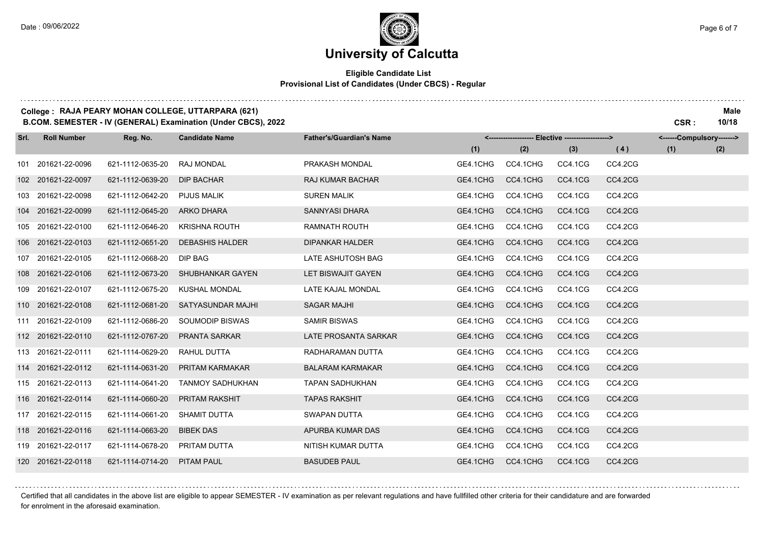# University of Calcutta

**Eligible Candidate List**
**Provisional List of Candidates (Under CBCS) - Regular**

**College : RAJA PEARY MOHAN COLLEGE, UTTARPARA (621)** — **Male**
**B.COM. SEMESTER - IV (GENERAL) Examination (Under CBCS), 2022** — **CSR : 10/18**

| Srl. | Roll Number | Reg. No. | Candidate Name | Father's/Guardian's Name | Elective (1) | Elective (2) | Elective (3) | Elective (4) | Compulsory (1) | Compulsory (2) |
|---|---|---|---|---|---|---|---|---|---|---|
| 101 | 201621-22-0096 | 621-1112-0635-20 | RAJ MONDAL | PRAKASH MONDAL | GE4.1CHG | CC4.1CHG | CC4.1CG | CC4.2CG | | |
| 102 | 201621-22-0097 | 621-1112-0639-20 | DIP BACHAR | RAJ KUMAR BACHAR | GE4.1CHG | CC4.1CHG | CC4.1CG | CC4.2CG | | |
| 103 | 201621-22-0098 | 621-1112-0642-20 | PIJUS MALIK | SUREN MALIK | GE4.1CHG | CC4.1CHG | CC4.1CG | CC4.2CG | | |
| 104 | 201621-22-0099 | 621-1112-0645-20 | ARKO DHARA | SANNYASI DHARA | GE4.1CHG | CC4.1CHG | CC4.1CG | CC4.2CG | | |
| 105 | 201621-22-0100 | 621-1112-0646-20 | KRISHNA ROUTH | RAMNATH ROUTH | GE4.1CHG | CC4.1CHG | CC4.1CG | CC4.2CG | | |
| 106 | 201621-22-0103 | 621-1112-0651-20 | DEBASHIS HALDER | DIPANKAR HALDER | GE4.1CHG | CC4.1CHG | CC4.1CG | CC4.2CG | | |
| 107 | 201621-22-0105 | 621-1112-0668-20 | DIP BAG | LATE ASHUTOSH BAG | GE4.1CHG | CC4.1CHG | CC4.1CG | CC4.2CG | | |
| 108 | 201621-22-0106 | 621-1112-0673-20 | SHUBHANKAR GAYEN | LET BISWAJIT GAYEN | GE4.1CHG | CC4.1CHG | CC4.1CG | CC4.2CG | | |
| 109 | 201621-22-0107 | 621-1112-0675-20 | KUSHAL MONDAL | LATE KAJAL MONDAL | GE4.1CHG | CC4.1CHG | CC4.1CG | CC4.2CG | | |
| 110 | 201621-22-0108 | 621-1112-0681-20 | SATYASUNDAR MAJHI | SAGAR MAJHI | GE4.1CHG | CC4.1CHG | CC4.1CG | CC4.2CG | | |
| 111 | 201621-22-0109 | 621-1112-0686-20 | SOUMODIP BISWAS | SAMIR BISWAS | GE4.1CHG | CC4.1CHG | CC4.1CG | CC4.2CG | | |
| 112 | 201621-22-0110 | 621-1112-0767-20 | PRANTA SARKAR | LATE PROSANTA SARKAR | GE4.1CHG | CC4.1CHG | CC4.1CG | CC4.2CG | | |
| 113 | 201621-22-0111 | 621-1114-0629-20 | RAHUL DUTTA | RADHARAMAN DUTTA | GE4.1CHG | CC4.1CHG | CC4.1CG | CC4.2CG | | |
| 114 | 201621-22-0112 | 621-1114-0631-20 | PRITAM KARMAKAR | BALARAM KARMAKAR | GE4.1CHG | CC4.1CHG | CC4.1CG | CC4.2CG | | |
| 115 | 201621-22-0113 | 621-1114-0641-20 | TANMOY SADHUKHAN | TAPAN SADHUKHAN | GE4.1CHG | CC4.1CHG | CC4.1CG | CC4.2CG | | |
| 116 | 201621-22-0114 | 621-1114-0660-20 | PRITAM RAKSHIT | TAPAS RAKSHIT | GE4.1CHG | CC4.1CHG | CC4.1CG | CC4.2CG | | |
| 117 | 201621-22-0115 | 621-1114-0661-20 | SHAMIT DUTTA | SWAPAN DUTTA | GE4.1CHG | CC4.1CHG | CC4.1CG | CC4.2CG | | |
| 118 | 201621-22-0116 | 621-1114-0663-20 | BIBEK DAS | APURBA KUMAR DAS | GE4.1CHG | CC4.1CHG | CC4.1CG | CC4.2CG | | |
| 119 | 201621-22-0117 | 621-1114-0678-20 | PRITAM DUTTA | NITISH KUMAR DUTTA | GE4.1CHG | CC4.1CHG | CC4.1CG | CC4.2CG | | |
| 120 | 201621-22-0118 | 621-1114-0714-20 | PITAM PAUL | BASUDEB PAUL | GE4.1CHG | CC4.1CHG | CC4.1CG | CC4.2CG | | |

Certified that all candidates in the above list are eligible to appear SEMESTER - IV examination as per relevant regulations and have fullfilled other criteria for their candidature and are forwarded for enrolment in the aforesaid examination.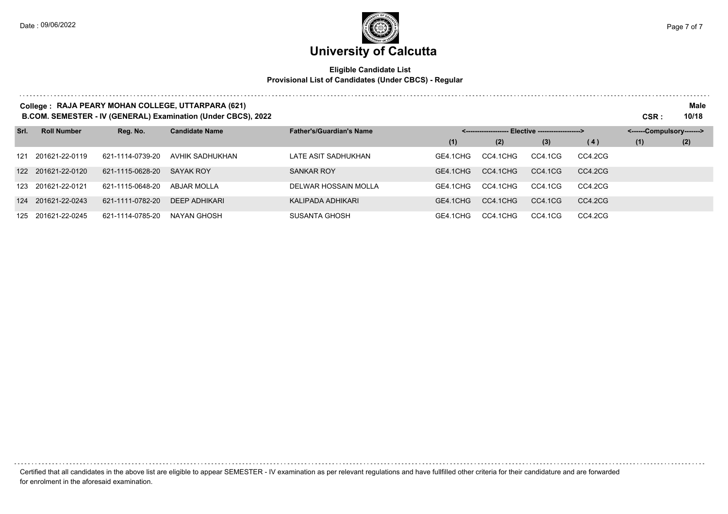# University of Calcutta

**Eligible Candidate List**
**Provisional List of Candidates (Under CBCS) - Regular**

**College : RAJA PEARY MOHAN COLLEGE, UTTARPARA (621)** **Male**
**B.COM. SEMESTER - IV (GENERAL) Examination (Under CBCS), 2022** **CSR : 10/18**

| Srl. | Roll Number | Reg. No. | Candidate Name | Father's/Guardian's Name | <------------------- Elective -------------------> | | | | <------Compulsory-------> | |
|---|---|---|---|---|---|---|---|---|---|---|
| | | | | | (1) | (2) | (3) | (4) | (1) | (2) |
| 121 | 201621-22-0119 | 621-1114-0739-20 | AVHIK SADHUKHAN | LATE ASIT SADHUKHAN | GE4.1CHG | CC4.1CHG | CC4.1CG | CC4.2CG | | |
| 122 | 201621-22-0120 | 621-1115-0628-20 | SAYAK ROY | SANKAR ROY | GE4.1CHG | CC4.1CHG | CC4.1CG | CC4.2CG | | |
| 123 | 201621-22-0121 | 621-1115-0648-20 | ABJAR MOLLA | DELWAR HOSSAIN MOLLA | GE4.1CHG | CC4.1CHG | CC4.1CG | CC4.2CG | | |
| 124 | 201621-22-0243 | 621-1111-0782-20 | DEEP ADHIKARI | KALIPADA ADHIKARI | GE4.1CHG | CC4.1CHG | CC4.1CG | CC4.2CG | | |
| 125 | 201621-22-0245 | 621-1114-0785-20 | NAYAN GHOSH | SUSANTA GHOSH | GE4.1CHG | CC4.1CHG | CC4.1CG | CC4.2CG | | |

Certified that all candidates in the above list are eligible to appear SEMESTER - IV examination as per relevant regulations and have fullfilled other criteria for their candidature and are forwarded for enrolment in the aforesaid examination.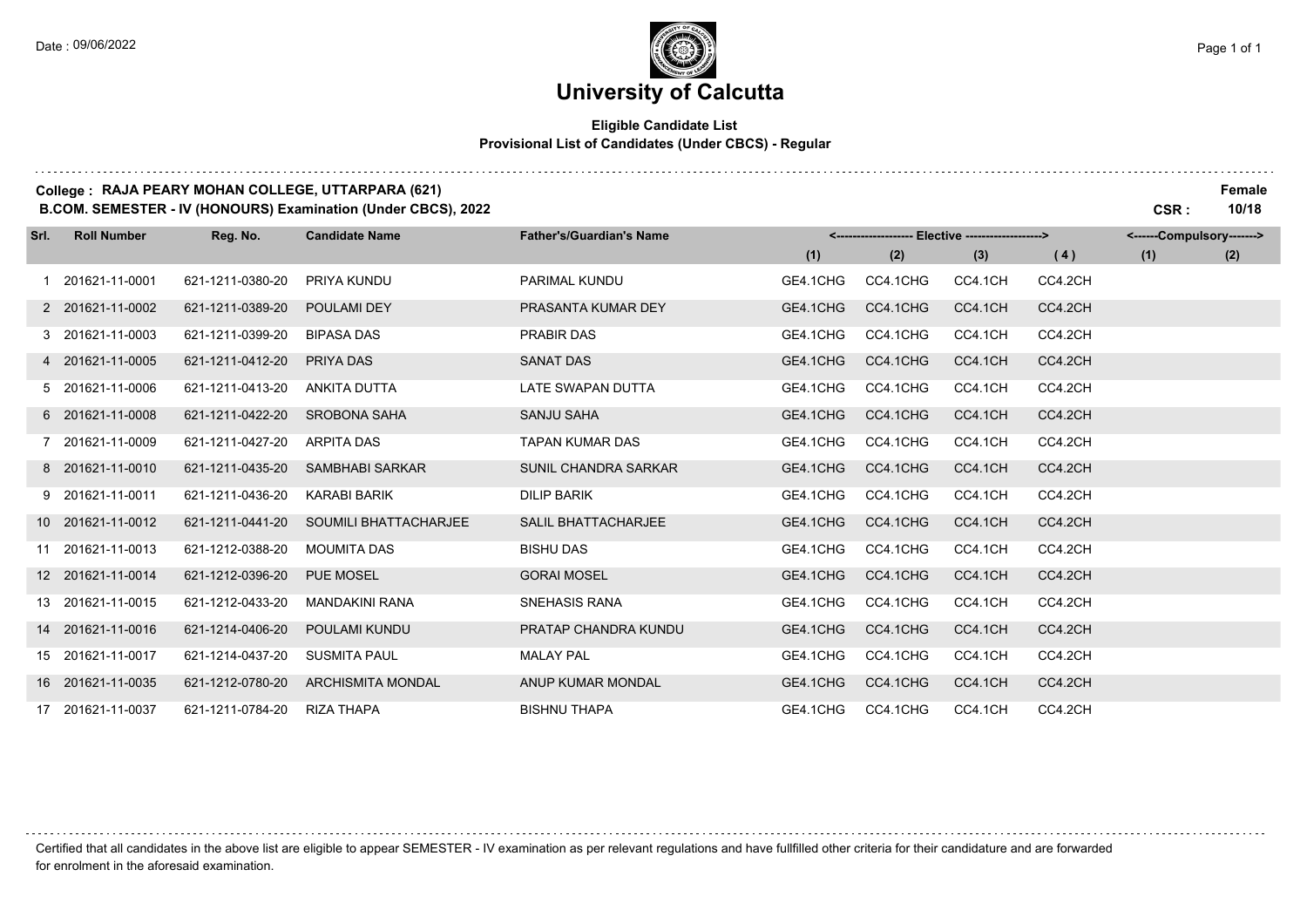# University of Calcutta

**Eligible Candidate List**
**Provisional List of Candidates (Under CBCS) - Regular**

**College : RAJA PEARY MOHAN COLLEGE, UTTARPARA (621)**
**B.COM. SEMESTER - IV (HONOURS) Examination (Under CBCS), 2022**

**Female**
**CSR : 10/18**

| Srl. | Roll Number | Reg. No. | Candidate Name | Father's/Guardian's Name | <------ Elective ------> | | | | <------Compulsory-------> | |
|---|---|---|---|---|---|---|---|---|---|---|
| | | | | | (1) | (2) | (3) | (4) | (1) | (2) |
| 1 | 201621-11-0001 | 621-1211-0380-20 | PRIYA KUNDU | PARIMAL KUNDU | GE4.1CHG | CC4.1CHG | CC4.1CH | CC4.2CH | | |
| 2 | 201621-11-0002 | 621-1211-0389-20 | POULAMI DEY | PRASANTA KUMAR DEY | GE4.1CHG | CC4.1CHG | CC4.1CH | CC4.2CH | | |
| 3 | 201621-11-0003 | 621-1211-0399-20 | BIPASA DAS | PRABIR DAS | GE4.1CHG | CC4.1CHG | CC4.1CH | CC4.2CH | | |
| 4 | 201621-11-0005 | 621-1211-0412-20 | PRIYA DAS | SANAT DAS | GE4.1CHG | CC4.1CHG | CC4.1CH | CC4.2CH | | |
| 5 | 201621-11-0006 | 621-1211-0413-20 | ANKITA DUTTA | LATE SWAPAN DUTTA | GE4.1CHG | CC4.1CHG | CC4.1CH | CC4.2CH | | |
| 6 | 201621-11-0008 | 621-1211-0422-20 | SROBONA SAHA | SANJU SAHA | GE4.1CHG | CC4.1CHG | CC4.1CH | CC4.2CH | | |
| 7 | 201621-11-0009 | 621-1211-0427-20 | ARPITA DAS | TAPAN KUMAR DAS | GE4.1CHG | CC4.1CHG | CC4.1CH | CC4.2CH | | |
| 8 | 201621-11-0010 | 621-1211-0435-20 | SAMBHABI SARKAR | SUNIL CHANDRA SARKAR | GE4.1CHG | CC4.1CHG | CC4.1CH | CC4.2CH | | |
| 9 | 201621-11-0011 | 621-1211-0436-20 | KARABI BARIK | DILIP BARIK | GE4.1CHG | CC4.1CHG | CC4.1CH | CC4.2CH | | |
| 10 | 201621-11-0012 | 621-1211-0441-20 | SOUMILI BHATTACHARJEE | SALIL BHATTACHARJEE | GE4.1CHG | CC4.1CHG | CC4.1CH | CC4.2CH | | |
| 11 | 201621-11-0013 | 621-1212-0388-20 | MOUMITA DAS | BISHU DAS | GE4.1CHG | CC4.1CHG | CC4.1CH | CC4.2CH | | |
| 12 | 201621-11-0014 | 621-1212-0396-20 | PUE MOSEL | GORAI MOSEL | GE4.1CHG | CC4.1CHG | CC4.1CH | CC4.2CH | | |
| 13 | 201621-11-0015 | 621-1212-0433-20 | MANDAKINI RANA | SNEHASIS RANA | GE4.1CHG | CC4.1CHG | CC4.1CH | CC4.2CH | | |
| 14 | 201621-11-0016 | 621-1214-0406-20 | POULAMI KUNDU | PRATAP CHANDRA KUNDU | GE4.1CHG | CC4.1CHG | CC4.1CH | CC4.2CH | | |
| 15 | 201621-11-0017 | 621-1214-0437-20 | SUSMITA PAUL | MALAY PAL | GE4.1CHG | CC4.1CHG | CC4.1CH | CC4.2CH | | |
| 16 | 201621-11-0035 | 621-1212-0780-20 | ARCHISMITA MONDAL | ANUP KUMAR MONDAL | GE4.1CHG | CC4.1CHG | CC4.1CH | CC4.2CH | | |
| 17 | 201621-11-0037 | 621-1211-0784-20 | RIZA THAPA | BISHNU THAPA | GE4.1CHG | CC4.1CHG | CC4.1CH | CC4.2CH | | |

Certified that all candidates in the above list are eligible to appear SEMESTER - IV examination as per relevant regulations and have fullfilled other criteria for their candidature and are forwarded for enrolment in the aforesaid examination.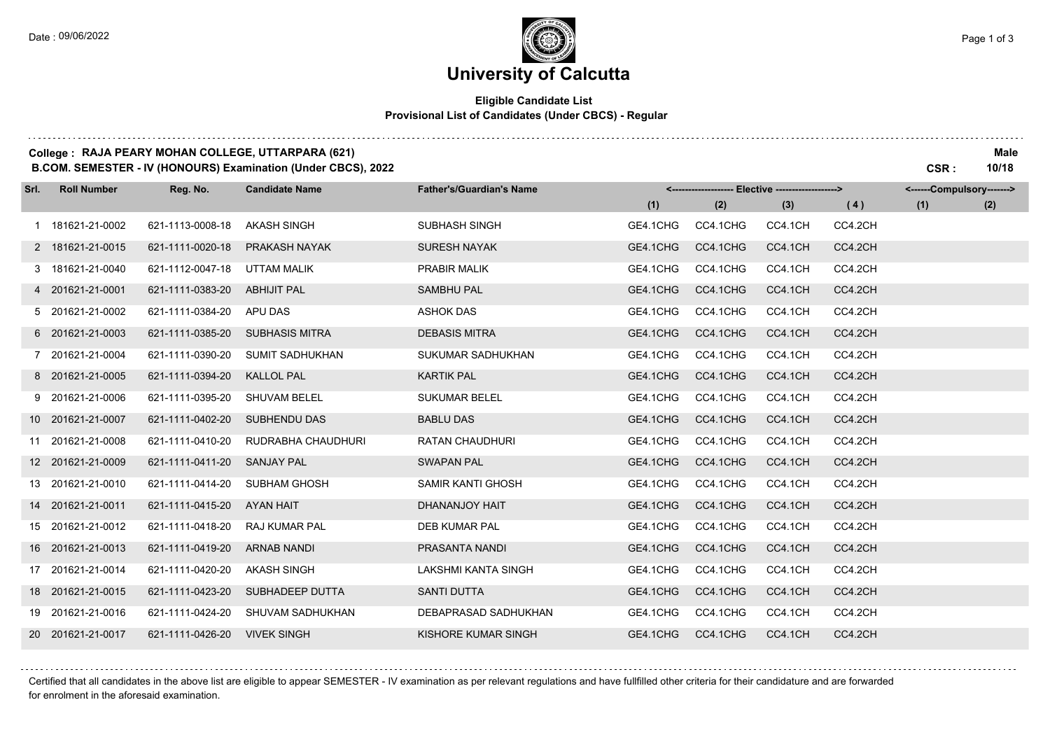# University of Calcutta

**Eligible Candidate List**
**Provisional List of Candidates (Under CBCS) - Regular**

**College : RAJA PEARY MOHAN COLLEGE, UTTARPARA (621)** — **Male**
**B.COM. SEMESTER - IV (HONOURS) Examination (Under CBCS), 2022** — **CSR : 10/18**

| Srl. | Roll Number | Reg. No. | Candidate Name | Father's/Guardian's Name | Elective (1) | Elective (2) | Elective (3) | Elective (4) | Compulsory (1) | Compulsory (2) |
|---|---|---|---|---|---|---|---|---|---|---|
| 1 | 181621-21-0002 | 621-1113-0008-18 | AKASH SINGH | SUBHASH SINGH | GE4.1CHG | CC4.1CHG | CC4.1CH | CC4.2CH | | |
| 2 | 181621-21-0015 | 621-1111-0020-18 | PRAKASH NAYAK | SURESH NAYAK | GE4.1CHG | CC4.1CHG | CC4.1CH | CC4.2CH | | |
| 3 | 181621-21-0040 | 621-1112-0047-18 | UTTAM MALIK | PRABIR MALIK | GE4.1CHG | CC4.1CHG | CC4.1CH | CC4.2CH | | |
| 4 | 201621-21-0001 | 621-1111-0383-20 | ABHIJIT PAL | SAMBHU PAL | GE4.1CHG | CC4.1CHG | CC4.1CH | CC4.2CH | | |
| 5 | 201621-21-0002 | 621-1111-0384-20 | APU DAS | ASHOK DAS | GE4.1CHG | CC4.1CHG | CC4.1CH | CC4.2CH | | |
| 6 | 201621-21-0003 | 621-1111-0385-20 | SUBHASIS MITRA | DEBASIS MITRA | GE4.1CHG | CC4.1CHG | CC4.1CH | CC4.2CH | | |
| 7 | 201621-21-0004 | 621-1111-0390-20 | SUMIT SADHUKHAN | SUKUMAR SADHUKHAN | GE4.1CHG | CC4.1CHG | CC4.1CH | CC4.2CH | | |
| 8 | 201621-21-0005 | 621-1111-0394-20 | KALLOL PAL | KARTIK PAL | GE4.1CHG | CC4.1CHG | CC4.1CH | CC4.2CH | | |
| 9 | 201621-21-0006 | 621-1111-0395-20 | SHUVAM BELEL | SUKUMAR BELEL | GE4.1CHG | CC4.1CHG | CC4.1CH | CC4.2CH | | |
| 10 | 201621-21-0007 | 621-1111-0402-20 | SUBHENDU DAS | BABLU DAS | GE4.1CHG | CC4.1CHG | CC4.1CH | CC4.2CH | | |
| 11 | 201621-21-0008 | 621-1111-0410-20 | RUDRABHA CHAUDHURI | RATAN CHAUDHURI | GE4.1CHG | CC4.1CHG | CC4.1CH | CC4.2CH | | |
| 12 | 201621-21-0009 | 621-1111-0411-20 | SANJAY PAL | SWAPAN PAL | GE4.1CHG | CC4.1CHG | CC4.1CH | CC4.2CH | | |
| 13 | 201621-21-0010 | 621-1111-0414-20 | SUBHAM GHOSH | SAMIR KANTI GHOSH | GE4.1CHG | CC4.1CHG | CC4.1CH | CC4.2CH | | |
| 14 | 201621-21-0011 | 621-1111-0415-20 | AYAN HAIT | DHANANJOY HAIT | GE4.1CHG | CC4.1CHG | CC4.1CH | CC4.2CH | | |
| 15 | 201621-21-0012 | 621-1111-0418-20 | RAJ KUMAR PAL | DEB KUMAR PAL | GE4.1CHG | CC4.1CHG | CC4.1CH | CC4.2CH | | |
| 16 | 201621-21-0013 | 621-1111-0419-20 | ARNAB NANDI | PRASANTA NANDI | GE4.1CHG | CC4.1CHG | CC4.1CH | CC4.2CH | | |
| 17 | 201621-21-0014 | 621-1111-0420-20 | AKASH SINGH | LAKSHMI KANTA SINGH | GE4.1CHG | CC4.1CHG | CC4.1CH | CC4.2CH | | |
| 18 | 201621-21-0015 | 621-1111-0423-20 | SUBHADEEP DUTTA | SANTI DUTTA | GE4.1CHG | CC4.1CHG | CC4.1CH | CC4.2CH | | |
| 19 | 201621-21-0016 | 621-1111-0424-20 | SHUVAM SADHUKHAN | DEBAPRASAD SADHUKHAN | GE4.1CHG | CC4.1CHG | CC4.1CH | CC4.2CH | | |
| 20 | 201621-21-0017 | 621-1111-0426-20 | VIVEK SINGH | KISHORE KUMAR SINGH | GE4.1CHG | CC4.1CHG | CC4.1CH | CC4.2CH | | |

Certified that all candidates in the above list are eligible to appear SEMESTER - IV examination as per relevant regulations and have fullfilled other criteria for their candidature and are forwarded for enrolment in the aforesaid examination.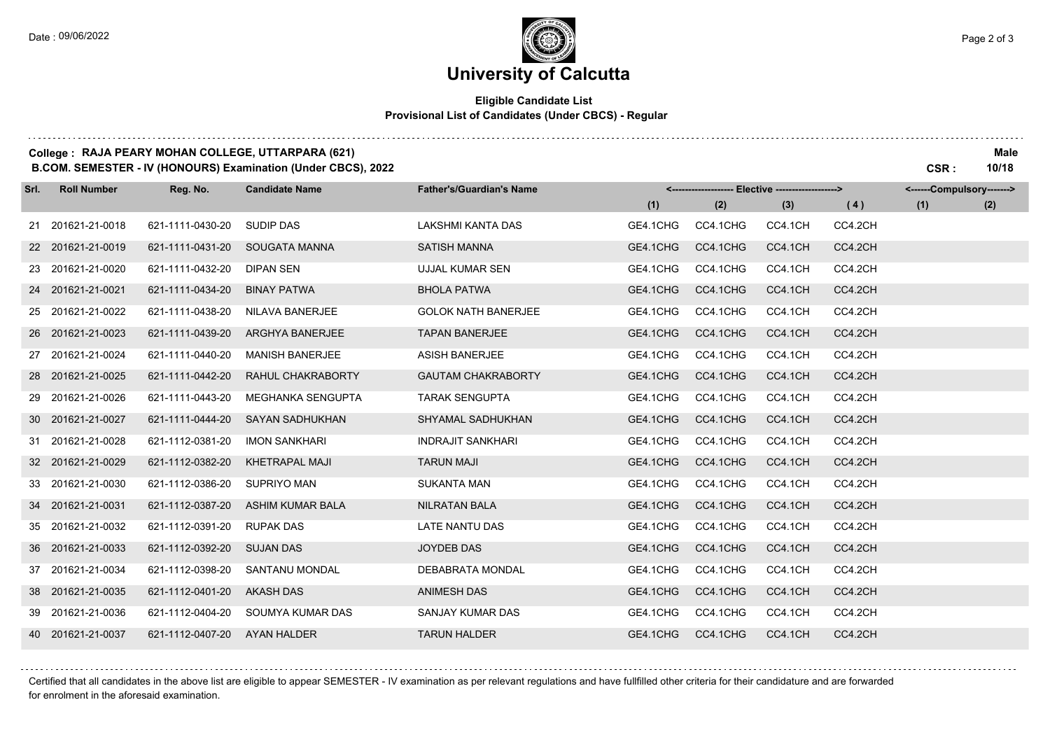# University of Calcutta

**Eligible Candidate List**
**Provisional List of Candidates (Under CBCS) - Regular**

**College : RAJA PEARY MOHAN COLLEGE, UTTARPARA (621)** **Male**
**B.COM. SEMESTER - IV (HONOURS) Examination (Under CBCS), 2022** **CSR : 10/18**

| Srl. | Roll Number | Reg. No. | Candidate Name | Father's/Guardian's Name | Elective (1) | Elective (2) | Elective (3) | Elective (4) | Compulsory (1) | Compulsory (2) |
|---|---|---|---|---|---|---|---|---|---|---|
| 21 | 201621-21-0018 | 621-1111-0430-20 | SUDIP DAS | LAKSHMI KANTA DAS | GE4.1CHG | CC4.1CHG | CC4.1CH | CC4.2CH | | |
| 22 | 201621-21-0019 | 621-1111-0431-20 | SOUGATA MANNA | SATISH MANNA | GE4.1CHG | CC4.1CHG | CC4.1CH | CC4.2CH | | |
| 23 | 201621-21-0020 | 621-1111-0432-20 | DIPAN SEN | UJJAL KUMAR SEN | GE4.1CHG | CC4.1CHG | CC4.1CH | CC4.2CH | | |
| 24 | 201621-21-0021 | 621-1111-0434-20 | BINAY PATWA | BHOLA PATWA | GE4.1CHG | CC4.1CHG | CC4.1CH | CC4.2CH | | |
| 25 | 201621-21-0022 | 621-1111-0438-20 | NILAVA BANERJEE | GOLOK NATH BANERJEE | GE4.1CHG | CC4.1CHG | CC4.1CH | CC4.2CH | | |
| 26 | 201621-21-0023 | 621-1111-0439-20 | ARGHYA BANERJEE | TAPAN BANERJEE | GE4.1CHG | CC4.1CHG | CC4.1CH | CC4.2CH | | |
| 27 | 201621-21-0024 | 621-1111-0440-20 | MANISH BANERJEE | ASISH BANERJEE | GE4.1CHG | CC4.1CHG | CC4.1CH | CC4.2CH | | |
| 28 | 201621-21-0025 | 621-1111-0442-20 | RAHUL CHAKRABORTY | GAUTAM CHAKRABORTY | GE4.1CHG | CC4.1CHG | CC4.1CH | CC4.2CH | | |
| 29 | 201621-21-0026 | 621-1111-0443-20 | MEGHANKA SENGUPTA | TARAK SENGUPTA | GE4.1CHG | CC4.1CHG | CC4.1CH | CC4.2CH | | |
| 30 | 201621-21-0027 | 621-1111-0444-20 | SAYAN SADHUKHAN | SHYAMAL SADHUKHAN | GE4.1CHG | CC4.1CHG | CC4.1CH | CC4.2CH | | |
| 31 | 201621-21-0028 | 621-1112-0381-20 | IMON SANKHARI | INDRAJIT SANKHARI | GE4.1CHG | CC4.1CHG | CC4.1CH | CC4.2CH | | |
| 32 | 201621-21-0029 | 621-1112-0382-20 | KHETRAPAL MAJI | TARUN MAJI | GE4.1CHG | CC4.1CHG | CC4.1CH | CC4.2CH | | |
| 33 | 201621-21-0030 | 621-1112-0386-20 | SUPRIYO MAN | SUKANTA MAN | GE4.1CHG | CC4.1CHG | CC4.1CH | CC4.2CH | | |
| 34 | 201621-21-0031 | 621-1112-0387-20 | ASHIM KUMAR BALA | NILRATAN BALA | GE4.1CHG | CC4.1CHG | CC4.1CH | CC4.2CH | | |
| 35 | 201621-21-0032 | 621-1112-0391-20 | RUPAK DAS | LATE NANTU DAS | GE4.1CHG | CC4.1CHG | CC4.1CH | CC4.2CH | | |
| 36 | 201621-21-0033 | 621-1112-0392-20 | SUJAN DAS | JOYDEB DAS | GE4.1CHG | CC4.1CHG | CC4.1CH | CC4.2CH | | |
| 37 | 201621-21-0034 | 621-1112-0398-20 | SANTANU MONDAL | DEBABRATA MONDAL | GE4.1CHG | CC4.1CHG | CC4.1CH | CC4.2CH | | |
| 38 | 201621-21-0035 | 621-1112-0401-20 | AKASH DAS | ANIMESH DAS | GE4.1CHG | CC4.1CHG | CC4.1CH | CC4.2CH | | |
| 39 | 201621-21-0036 | 621-1112-0404-20 | SOUMYA KUMAR DAS | SANJAY KUMAR DAS | GE4.1CHG | CC4.1CHG | CC4.1CH | CC4.2CH | | |
| 40 | 201621-21-0037 | 621-1112-0407-20 | AYAN HALDER | TARUN HALDER | GE4.1CHG | CC4.1CHG | CC4.1CH | CC4.2CH | | |

Certified that all candidates in the above list are eligible to appear SEMESTER - IV examination as per relevant regulations and have fullfilled other criteria for their candidature and are forwarded for enrolment in the aforesaid examination.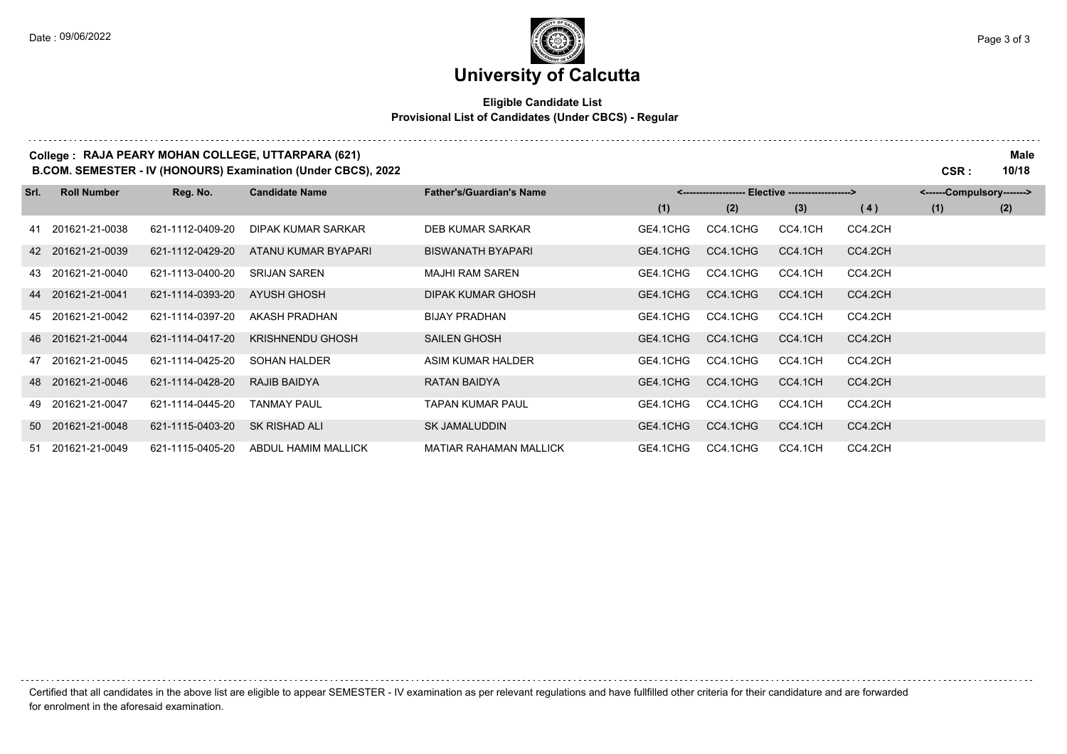# University of Calcutta

**Eligible Candidate List**
**Provisional List of Candidates (Under CBCS) - Regular**

**College : RAJA PEARY MOHAN COLLEGE, UTTARPARA (621)** **Male**
**B.COM. SEMESTER - IV (HONOURS) Examination (Under CBCS), 2022** **CSR : 10/18**

| Srl. | Roll Number | Reg. No. | Candidate Name | Father's/Guardian's Name | <------------------- Elective -------------------> | | | | <------Compulsory-------> | |
|---|---|---|---|---|---|---|---|---|---|---|
| | | | | | (1) | (2) | (3) | (4) | (1) | (2) |
| 41 | 201621-21-0038 | 621-1112-0409-20 | DIPAK KUMAR SARKAR | DEB KUMAR SARKAR | GE4.1CHG | CC4.1CHG | CC4.1CH | CC4.2CH | | |
| 42 | 201621-21-0039 | 621-1112-0429-20 | ATANU KUMAR BYAPARI | BISWANATH BYAPARI | GE4.1CHG | CC4.1CHG | CC4.1CH | CC4.2CH | | |
| 43 | 201621-21-0040 | 621-1113-0400-20 | SRIJAN SAREN | MAJHI RAM SAREN | GE4.1CHG | CC4.1CHG | CC4.1CH | CC4.2CH | | |
| 44 | 201621-21-0041 | 621-1114-0393-20 | AYUSH GHOSH | DIPAK KUMAR GHOSH | GE4.1CHG | CC4.1CHG | CC4.1CH | CC4.2CH | | |
| 45 | 201621-21-0042 | 621-1114-0397-20 | AKASH PRADHAN | BIJAY PRADHAN | GE4.1CHG | CC4.1CHG | CC4.1CH | CC4.2CH | | |
| 46 | 201621-21-0044 | 621-1114-0417-20 | KRISHNENDU GHOSH | SAILEN GHOSH | GE4.1CHG | CC4.1CHG | CC4.1CH | CC4.2CH | | |
| 47 | 201621-21-0045 | 621-1114-0425-20 | SOHAN HALDER | ASIM KUMAR HALDER | GE4.1CHG | CC4.1CHG | CC4.1CH | CC4.2CH | | |
| 48 | 201621-21-0046 | 621-1114-0428-20 | RAJIB BAIDYA | RATAN BAIDYA | GE4.1CHG | CC4.1CHG | CC4.1CH | CC4.2CH | | |
| 49 | 201621-21-0047 | 621-1114-0445-20 | TANMAY PAUL | TAPAN KUMAR PAUL | GE4.1CHG | CC4.1CHG | CC4.1CH | CC4.2CH | | |
| 50 | 201621-21-0048 | 621-1115-0403-20 | SK RISHAD ALI | SK JAMALUDDIN | GE4.1CHG | CC4.1CHG | CC4.1CH | CC4.2CH | | |
| 51 | 201621-21-0049 | 621-1115-0405-20 | ABDUL HAMIM MALLICK | MATIAR RAHAMAN MALLICK | GE4.1CHG | CC4.1CHG | CC4.1CH | CC4.2CH | | |

Certified that all candidates in the above list are eligible to appear SEMESTER - IV examination as per relevant regulations and have fullfilled other criteria for their candidature and are forwarded for enrolment in the aforesaid examination.